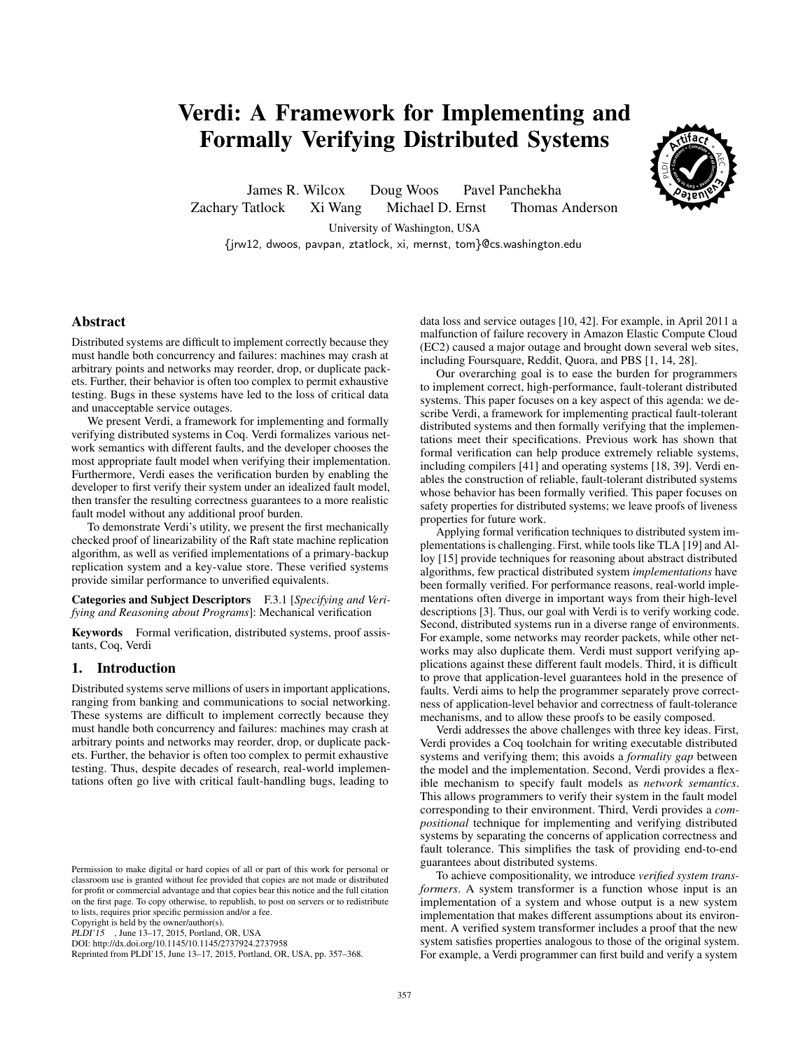// Verdi: A Framework for Implementing and Formally Verifying Distributed Systems

James R. Wilcox  Doug Woos  Pavel Panchekha
Zachary Tatlock  Xi Wang  Michael D. Ernst  Thomas Anderson

University of Washington, USA

{jrw12, dwoos, pavpan, ztatlock, xi, mernst, tom}@cs.washington.edu

## Abstract

Distributed systems are difficult to implement correctly because they must handle both concurrency and failures: machines may crash at arbitrary points and networks may reorder, drop, or duplicate packets. Further, their behavior is often too complex to permit exhaustive testing. Bugs in these systems have led to the loss of critical data and unacceptable service outages.

We present Verdi, a framework for implementing and formally verifying distributed systems in Coq. Verdi formalizes various network semantics with different faults, and the developer chooses the most appropriate fault model when verifying their implementation. Furthermore, Verdi eases the verification burden by enabling the developer to first verify their system under an idealized fault model, then transfer the resulting correctness guarantees to a more realistic fault model without any additional proof burden.

To demonstrate Verdi's utility, we present the first mechanically checked proof of linearizability of the Raft state machine replication algorithm, as well as verified implementations of a primary-backup replication system and a key-value store. These verified systems provide similar performance to unverified equivalents.

**Categories and Subject Descriptors** F.3.1 [*Specifying and Verifying and Reasoning about Programs*]: Mechanical verification

**Keywords** Formal verification, distributed systems, proof assistants, Coq, Verdi

## 1. Introduction

Distributed systems serve millions of users in important applications, ranging from banking and communications to social networking. These systems are difficult to implement correctly because they must handle both concurrency and failures: machines may crash at arbitrary points and networks may reorder, drop, or duplicate packets. Further, the behavior is often too complex to permit exhaustive testing. Thus, despite decades of research, real-world implementations often go live with critical fault-handling bugs, leading to data loss and service outages [10, 42]. For example, in April 2011 a malfunction of failure recovery in Amazon Elastic Compute Cloud (EC2) caused a major outage and brought down several web sites, including Foursquare, Reddit, Quora, and PBS [1, 14, 28].

Our overarching goal is to ease the burden for programmers to implement correct, high-performance, fault-tolerant distributed systems. This paper focuses on a key aspect of this agenda: we describe Verdi, a framework for implementing practical fault-tolerant distributed systems and then formally verifying that the implementations meet their specifications. Previous work has shown that formal verification can help produce extremely reliable systems, including compilers [41] and operating systems [18, 39]. Verdi enables the construction of reliable, fault-tolerant distributed systems whose behavior has been formally verified. This paper focuses on safety properties for distributed systems; we leave proofs of liveness properties for future work.

Applying formal verification techniques to distributed system implementations is challenging. First, while tools like TLA [19] and Alloy [15] provide techniques for reasoning about abstract distributed algorithms, few practical distributed system *implementations* have been formally verified. For performance reasons, real-world implementations often diverge in important ways from their high-level descriptions [3]. Thus, our goal with Verdi is to verify working code. Second, distributed systems run in a diverse range of environments. For example, some networks may reorder packets, while other networks may also duplicate them. Verdi must support verifying applications against these different fault models. Third, it is difficult to prove that application-level guarantees hold in the presence of faults. Verdi aims to help the programmer separately prove correctness of application-level behavior and correctness of fault-tolerance mechanisms, and to allow these proofs to be easily composed.

Verdi addresses the above challenges with three key ideas. First, Verdi provides a Coq toolchain for writing executable distributed systems and verifying them; this avoids a *formality gap* between the model and the implementation. Second, Verdi provides a flexible mechanism to specify fault models as *network semantics*. This allows programmers to verify their system in the fault model corresponding to their environment. Third, Verdi provides a *compositional* technique for implementing and verifying distributed systems by separating the concerns of application correctness and fault tolerance. This simplifies the task of providing end-to-end guarantees about distributed systems.

To achieve compositionality, we introduce *verified system transformers*. A system transformer is a function whose input is an implementation of a system and whose output is a new system implementation that makes different assumptions about its environment. A verified system transformer includes a proof that the new system satisfies properties analogous to those of the original system. For example, a Verdi programmer can first build and verify a system

Permission to make digital or hard copies of all or part of this work for personal or classroom use is granted without fee provided that copies are not made or distributed for profit or commercial advantage and that copies bear this notice and the full citation on the first page. To copy otherwise, to republish, to post on servers or to redistribute to lists, requires prior specific permission and/or a fee.
Copyright is held by the owner/author(s).
*PLDI'15* , June 13–17, 2015, Portland, OR, USA
DOI: http://dx.doi.org/10.1145/10.1145/2737924.2737958
Reprinted from PLDI'15, June 13–17, 2015, Portland, OR, USA, pp. 357–368.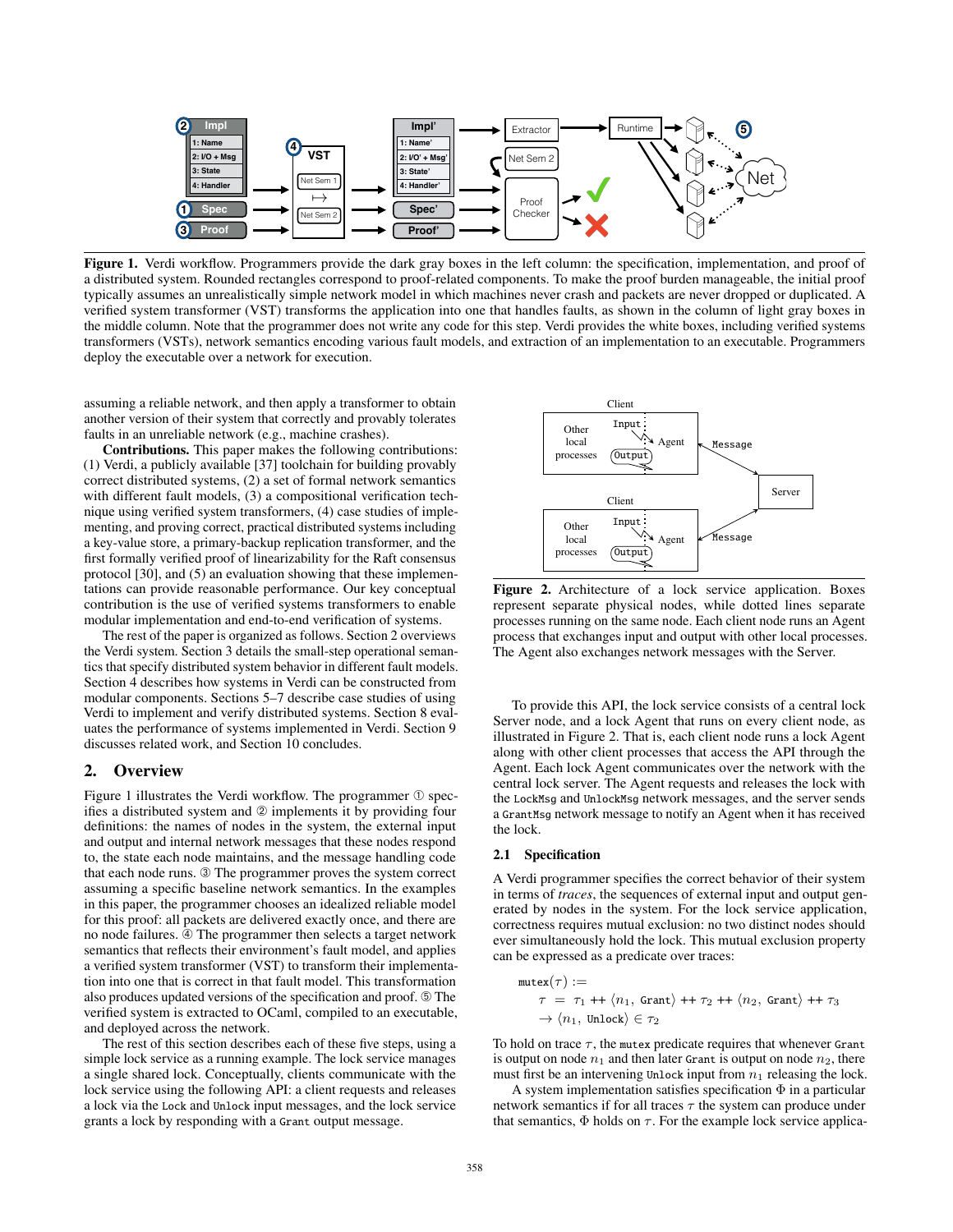Figure 1 labels:

2 Impl
1: Name
2: I/O + Msg
3: State
4: Handler
1 Spec
3 Proof
4 VST
Net Sem 1
↦
Net Sem 2
Impl'
1: Name'
2: I/O' + Msg'
3: State'
4: Handler'
Spec'
Proof'
Extractor
Net Sem 2
Proof Checker
Runtime
5
Net

**Figure 1.** Verdi workflow. Programmers provide the dark gray boxes in the left column: the specification, implementation, and proof of a distributed system. Rounded rectangles correspond to proof-related components. To make the proof burden manageable, the initial proof typically assumes an unrealistically simple network model in which machines never crash and packets are never dropped or duplicated. A verified system transformer (VST) transforms the application into one that handles faults, as shown in the column of light gray boxes in the middle column. Note that the programmer does not write any code for this step. Verdi provides the white boxes, including verified systems transformers (VSTs), network semantics encoding various fault models, and extraction of an implementation to an executable. Programmers deploy the executable over a network for execution.

assuming a reliable network, and then apply a transformer to obtain another version of their system that correctly and provably tolerates faults in an unreliable network (e.g., machine crashes).

**Contributions.** This paper makes the following contributions: (1) Verdi, a publicly available [37] toolchain for building provably correct distributed systems, (2) a set of formal network semantics with different fault models, (3) a compositional verification technique using verified system transformers, (4) case studies of implementing, and proving correct, practical distributed systems including a key-value store, a primary-backup replication transformer, and the first formally verified proof of linearizability for the Raft consensus protocol [30], and (5) an evaluation showing that these implementations can provide reasonable performance. Our key conceptual contribution is the use of verified systems transformers to enable modular implementation and end-to-end verification of systems.

The rest of the paper is organized as follows. Section 2 overviews the Verdi system. Section 3 details the small-step operational semantics that specify distributed system behavior in different fault models. Section 4 describes how systems in Verdi can be constructed from modular components. Sections 5–7 describe case studies of using Verdi to implement and verify distributed systems. Section 8 evaluates the performance of systems implemented in Verdi. Section 9 discusses related work, and Section 10 concludes.

## 2. Overview

Figure 1 illustrates the Verdi workflow. The programmer ① specifies a distributed system and ② implements it by providing four definitions: the names of nodes in the system, the external input and output and internal network messages that these nodes respond to, the state each node maintains, and the message handling code that each node runs. ③ The programmer proves the system correct assuming a specific baseline network semantics. In the examples in this paper, the programmer chooses an idealized reliable model for this proof: all packets are delivered exactly once, and there are no node failures. ④ The programmer then selects a target network semantics that reflects their environment's fault model, and applies a verified system transformer (VST) to transform their implementation into one that is correct in that fault model. This transformation also produces updated versions of the specification and proof. ⑤ The verified system is extracted to OCaml, compiled to an executable, and deployed across the network.

The rest of this section describes each of these five steps, using a simple lock service as a running example. The lock service manages a single shared lock. Conceptually, clients communicate with the lock service using the following API: a client requests and releases a lock via the `Lock` and `Unlock` input messages, and the lock service grants a lock by responding with a `Grant` output message.

Figure 2 labels:

Client
Other local processes
Input
Agent
Output
Message
Server
Client
Other local processes
Input
Agent
Output
Message

**Figure 2.** Architecture of a lock service application. Boxes represent separate physical nodes, while dotted lines separate processes running on the same node. Each client node runs an Agent process that exchanges input and output with other local processes. The Agent also exchanges network messages with the Server.

To provide this API, the lock service consists of a central lock Server node, and a lock Agent that runs on every client node, as illustrated in Figure 2. That is, each client node runs a lock Agent along with other client processes that access the API through the Agent. Each lock Agent communicates over the network with the central lock server. The Agent requests and releases the lock with the `LockMsg` and `UnlockMsg` network messages, and the server sends a `GrantMsg` network message to notify an Agent when it has received the lock.

### 2.1 Specification

A Verdi programmer specifies the correct behavior of their system in terms of *traces*, the sequences of external input and output generated by nodes in the system. For the lock service application, correctness requires mutual exclusion: no two distinct nodes should ever simultaneously hold the lock. This mutual exclusion property can be expressed as a predicate over traces:

$$\begin{aligned}
&\texttt{mutex}(\tau) := \\
&\quad \tau \ = \ \tau_1 \mathbin{++} \langle n_1,\ \texttt{Grant} \rangle \mathbin{++} \tau_2 \mathbin{++} \langle n_2,\ \texttt{Grant} \rangle \mathbin{++} \tau_3 \\
&\quad \rightarrow \langle n_1,\ \texttt{Unlock} \rangle \in \tau_2
\end{aligned}$$

To hold on trace $\tau$, the `mutex` predicate requires that whenever `Grant` is output on node $n_1$ and then later `Grant` is output on node $n_2$, there must first be an intervening `Unlock` input from $n_1$ releasing the lock.

A system implementation satisfies specification $\Phi$ in a particular network semantics if for all traces $\tau$ the system can produce under that semantics, $\Phi$ holds on $\tau$. For the example lock service applica-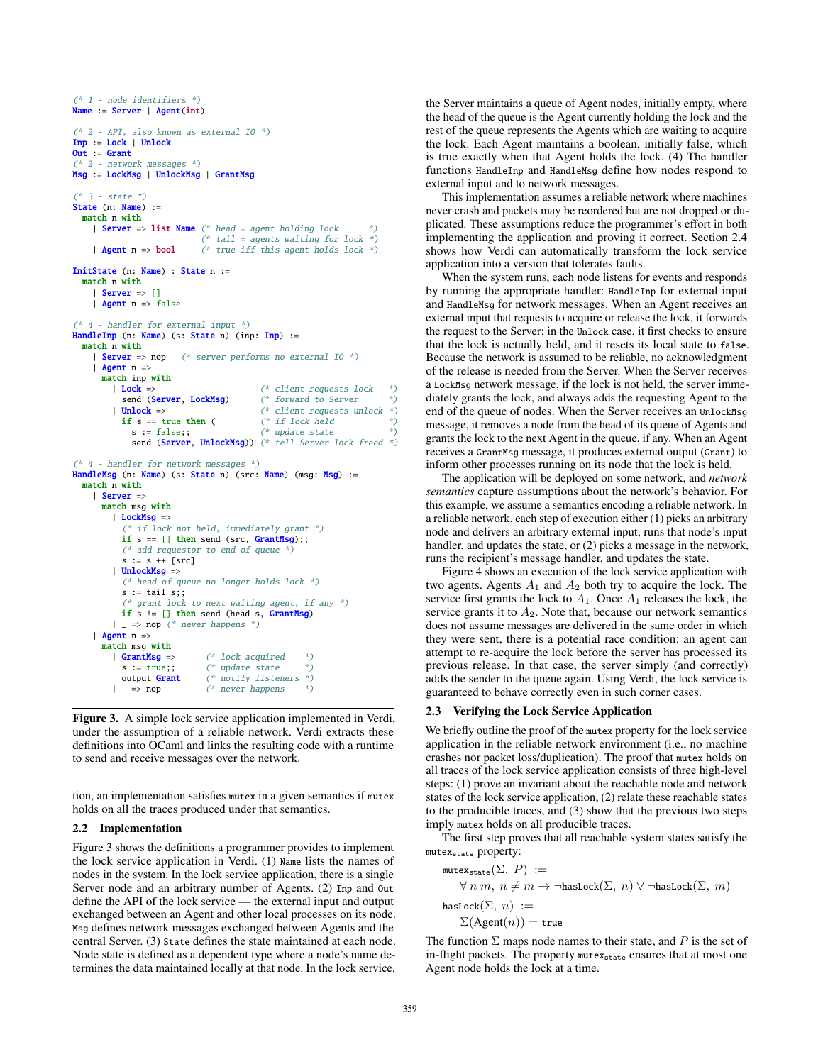```
(* 1 - node identifiers *)
Name := Server | Agent(int)

(* 2 - API, also known as external IO *)
Inp := Lock | Unlock
Out := Grant
(* 2 - network messages *)
Msg := LockMsg | UnlockMsg | GrantMsg

(* 3 - state *)
State (n: Name) :=
  match n with
    | Server => list Name (* head = agent holding lock      *)
                          (* tail = agents waiting for lock *)
    | Agent n => bool     (* true iff this agent holds lock *)

InitState (n: Name) : State n :=
  match n with
    | Server => []
    | Agent n => false

(* 4 - handler for external input *)
HandleInp (n: Name) (s: State n) (inp: Inp) :=
  match n with
    | Server => nop   (* server performs no external IO *)
    | Agent n =>
      match inp with
        | Lock =>                      (* client requests lock   *)
          send (Server, LockMsg)       (* forward to Server      *)
        | Unlock =>                    (* client requests unlock *)
          if s == true then (          (* if lock held           *)
            s := false;;               (* update state           *)
            send (Server, UnlockMsg)) (* tell Server lock freed *)

(* 4 - handler for network messages *)
HandleMsg (n: Name) (s: State n) (src: Name) (msg: Msg) :=
  match n with
    | Server =>
      match msg with
        | LockMsg =>
          (* if lock not held, immediately grant *)
          if s == [] then send (src, GrantMsg);;
          (* add requestor to end of queue *)
          s := s ++ [src]
        | UnlockMsg =>
          (* head of queue no longer holds lock *)
          s := tail s;;
          (* grant lock to next waiting agent, if any *)
          if s != [] then send (head s, GrantMsg)
        | _ => nop (* never happens *)
    | Agent n =>
      match msg with
        | GrantMsg =>       (* lock acquired    *)
          s := true;;       (* update state     *)
          output Grant      (* notify listeners *)
        | _ => nop          (* never happens    *)
```

**Figure 3.** A simple lock service application implemented in Verdi, under the assumption of a reliable network. Verdi extracts these definitions into OCaml and links the resulting code with a runtime to send and receive messages over the network.

tion, an implementation satisfies `mutex` in a given semantics if `mutex` holds on all the traces produced under that semantics.

## 2.2 Implementation

Figure 3 shows the definitions a programmer provides to implement the lock service application in Verdi. (1) `Name` lists the names of nodes in the system. In the lock service application, there is a single Server node and an arbitrary number of Agents. (2) `Inp` and `Out` define the API of the lock service — the external input and output exchanged between an Agent and other local processes on its node. `Msg` defines network messages exchanged between Agents and the central Server. (3) `State` defines the state maintained at each node. Node state is defined as a dependent type where a node's name determines the data maintained locally at that node. In the lock service, the Server maintains a queue of Agent nodes, initially empty, where the head of the queue is the Agent currently holding the lock and the rest of the queue represents the Agents which are waiting to acquire the lock. Each Agent maintains a boolean, initially false, which is true exactly when that Agent holds the lock. (4) The handler functions `HandleInp` and `HandleMsg` define how nodes respond to external input and to network messages.

This implementation assumes a reliable network where machines never crash and packets may be reordered but are not dropped or duplicated. These assumptions reduce the programmer's effort in both implementing the application and proving it correct. Section 2.4 shows how Verdi can automatically transform the lock service application into a version that tolerates faults.

When the system runs, each node listens for events and responds by running the appropriate handler: `HandleInp` for external input and `HandleMsg` for network messages. When an Agent receives an external input that requests to acquire or release the lock, it forwards the request to the Server; in the `Unlock` case, it first checks to ensure that the lock is actually held, and it resets its local state to `false`. Because the network is assumed to be reliable, no acknowledgment of the release is needed from the Server. When the Server receives a `LockMsg` network message, if the lock is not held, the server immediately grants the lock, and always adds the requesting Agent to the end of the queue of nodes. When the Server receives an `UnlockMsg` message, it removes a node from the head of its queue of Agents and grants the lock to the next Agent in the queue, if any. When an Agent receives a `GrantMsg` message, it produces external output (`Grant`) to inform other processes running on its node that the lock is held.

The application will be deployed on some network, and *network semantics* capture assumptions about the network's behavior. For this example, we assume a semantics encoding a reliable network. In a reliable network, each step of execution either (1) picks an arbitrary node and delivers an arbitrary external input, runs that node's input handler, and updates the state, or (2) picks a message in the network, runs the recipient's message handler, and updates the state.

Figure 4 shows an execution of the lock service application with two agents. Agents $A_1$ and $A_2$ both try to acquire the lock. The service first grants the lock to $A_1$. Once $A_1$ releases the lock, the service grants it to $A_2$. Note that, because our network semantics does not assume messages are delivered in the same order in which they were sent, there is a potential race condition: an agent can attempt to re-acquire the lock before the server has processed its previous release. In that case, the server simply (and correctly) adds the sender to the queue again. Using Verdi, the lock service is guaranteed to behave correctly even in such corner cases.

## 2.3 Verifying the Lock Service Application

We briefly outline the proof of the `mutex` property for the lock service application in the reliable network environment (i.e., no machine crashes nor packet loss/duplication). The proof that `mutex` holds on all traces of the lock service application consists of three high-level steps: (1) prove an invariant about the reachable node and network states of the lock service application, (2) relate these reachable states to the producible traces, and (3) show that the previous two steps imply `mutex` holds on all producible traces.

The first step proves that all reachable system states satisfy the $\texttt{mutex}_{\texttt{state}}$ property:

$$\texttt{mutex}_{\texttt{state}}(\Sigma,\ P) \ := \\ \quad \forall\, n\ m,\ n \neq m \rightarrow \neg\texttt{hasLock}(\Sigma,\ n) \vee \neg\texttt{hasLock}(\Sigma,\ m)$$

$$\texttt{hasLock}(\Sigma,\ n) \ := \\ \quad \Sigma(\text{Agent}(n)) = \texttt{true}$$

The function $\Sigma$ maps node names to their state, and $P$ is the set of in-flight packets. The property $\texttt{mutex}_{\texttt{state}}$ ensures that at most one Agent node holds the lock at a time.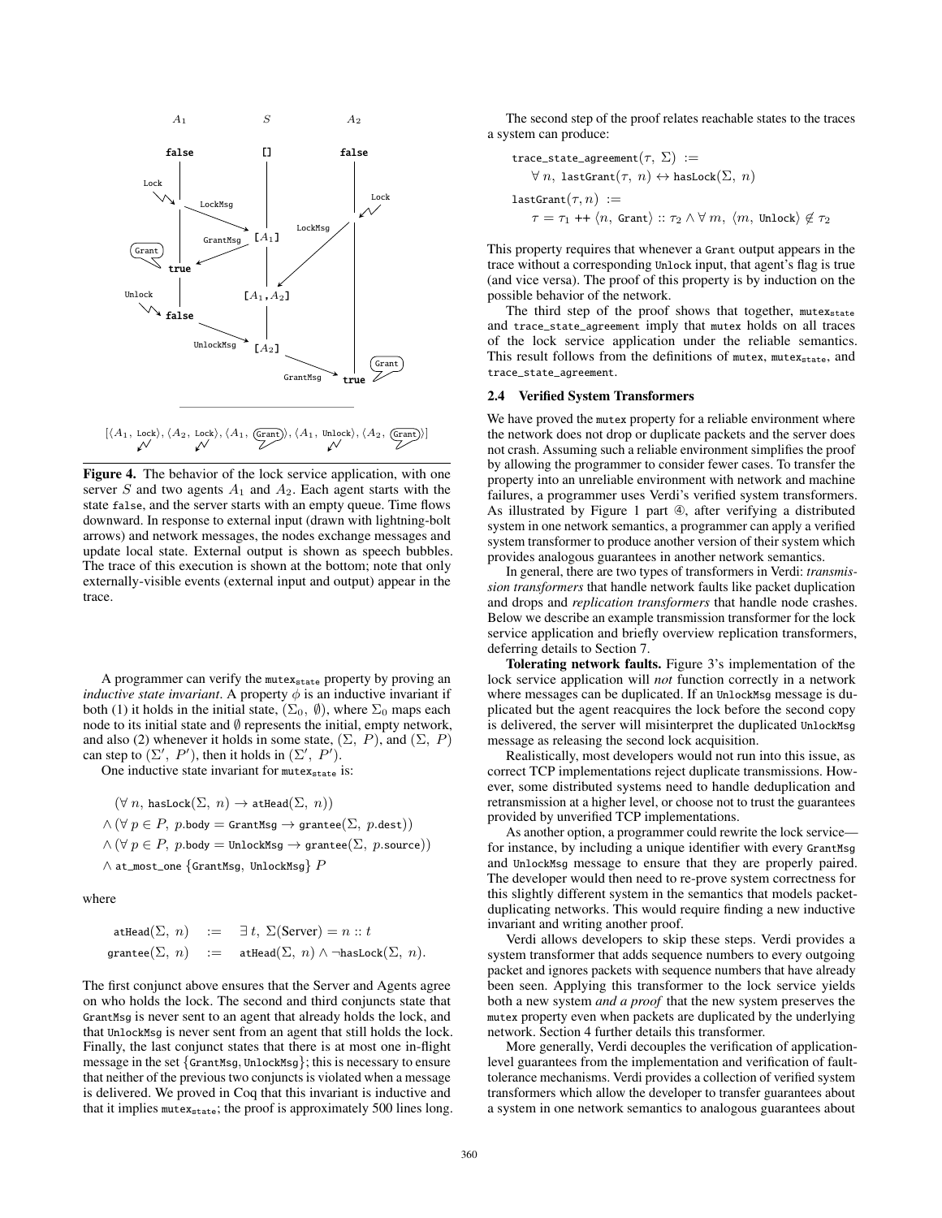$A_1$ $S$ $A_2$

false [] false

Lock LockMsg Lock

GrantMsg $[A_1]$ LockMsg

Grant true

$[A_1, A_2]$

Unlock false

UnlockMsg $[A_2]$

GrantMsg Grant true

$[\langle A_1,$ Lock$\rangle, \langle A_2,$ Lock$\rangle, \langle A_1,$ Grant$\rangle, \langle A_1,$ Unlock$\rangle, \langle A_2,$ Grant$\rangle]$

**Figure 4.** The behavior of the lock service application, with one server $S$ and two agents $A_1$ and $A_2$. Each agent starts with the state `false`, and the server starts with an empty queue. Time flows downward. In response to external input (drawn with lightning-bolt arrows) and network messages, the nodes exchange messages and update local state. External output is shown as speech bubbles. The trace of this execution is shown at the bottom; note that only externally-visible events (external input and output) appear in the trace.

A programmer can verify the $\texttt{mutex}_{\texttt{state}}$ property by proving an *inductive state invariant*. A property $\phi$ is an inductive invariant if both (1) it holds in the initial state, $(\Sigma_0, \emptyset)$, where $\Sigma_0$ maps each node to its initial state and $\emptyset$ represents the initial, empty network, and also (2) whenever it holds in some state, $(\Sigma, P)$, and $(\Sigma, P)$ can step to $(\Sigma', P')$, then it holds in $(\Sigma', P')$.

One inductive state invariant for $\texttt{mutex}_{\texttt{state}}$ is:

$$
\begin{aligned}
&(\forall\, n,\ \texttt{hasLock}(\Sigma,\ n) \rightarrow \texttt{atHead}(\Sigma,\ n)) \\
&\wedge (\forall\, p \in P,\ p.\texttt{body} = \texttt{GrantMsg} \rightarrow \texttt{grantee}(\Sigma,\ p.\texttt{dest})) \\
&\wedge (\forall\, p \in P,\ p.\texttt{body} = \texttt{UnlockMsg} \rightarrow \texttt{grantee}(\Sigma,\ p.\texttt{source})) \\
&\wedge\ \texttt{at\_most\_one}\ \{\texttt{GrantMsg},\ \texttt{UnlockMsg}\}\ P
\end{aligned}
$$

where

$$
\begin{aligned}
\texttt{atHead}(\Sigma,\ n) &:= \exists\, t,\ \Sigma(\text{Server}) = n :: t \\
\texttt{grantee}(\Sigma,\ n) &:= \texttt{atHead}(\Sigma,\ n) \wedge \neg\texttt{hasLock}(\Sigma,\ n).
\end{aligned}
$$

The first conjunct above ensures that the Server and Agents agree on who holds the lock. The second and third conjuncts state that `GrantMsg` is never sent to an agent that already holds the lock, and that `UnlockMsg` is never sent from an agent that still holds the lock. Finally, the last conjunct states that there is at most one in-flight message in the set {`GrantMsg`, `UnlockMsg`}; this is necessary to ensure that neither of the previous two conjuncts is violated when a message is delivered. We proved in Coq that this invariant is inductive and that it implies $\texttt{mutex}_{\texttt{state}}$; the proof is approximately 500 lines long.

The second step of the proof relates reachable states to the traces a system can produce:

$$
\begin{aligned}
&\texttt{trace\_state\_agreement}(\tau,\ \Sigma) := \\
&\quad \forall\, n,\ \texttt{lastGrant}(\tau,\ n) \leftrightarrow \texttt{hasLock}(\Sigma,\ n) \\
&\texttt{lastGrant}(\tau, n) := \\
&\quad \tau = \tau_1 \texttt{ ++ } \langle n,\ \texttt{Grant}\rangle :: \tau_2 \wedge \forall\, m,\ \langle m,\ \texttt{Unlock}\rangle \notin \tau_2
\end{aligned}
$$

This property requires that whenever a `Grant` output appears in the trace without a corresponding `Unlock` input, that agent's flag is true (and vice versa). The proof of this property is by induction on the possible behavior of the network.

The third step of the proof shows that together, $\texttt{mutex}_{\texttt{state}}$ and `trace_state_agreement` imply that `mutex` holds on all traces of the lock service application under the reliable semantics. This result follows from the definitions of `mutex`, $\texttt{mutex}_{\texttt{state}}$, and `trace_state_agreement`.

### 2.4 Verified System Transformers

We have proved the `mutex` property for a reliable environment where the network does not drop or duplicate packets and the server does not crash. Assuming such a reliable environment simplifies the proof by allowing the programmer to consider fewer cases. To transfer the property into an unreliable environment with network and machine failures, a programmer uses Verdi's verified system transformers. As illustrated by Figure 1 part ④, after verifying a distributed system in one network semantics, a programmer can apply a verified system transformer to produce another version of their system which provides analogous guarantees in another network semantics.

In general, there are two types of transformers in Verdi: *transmission transformers* that handle network faults like packet duplication and drops and *replication transformers* that handle node crashes. Below we describe an example transmission transformer for the lock service application and briefly overview replication transformers, deferring details to Section 7.

**Tolerating network faults.** Figure 3's implementation of the lock service application will *not* function correctly in a network where messages can be duplicated. If an `UnlockMsg` message is duplicated but the agent reacquires the lock before the second copy is delivered, the server will misinterpret the duplicated `UnlockMsg` message as releasing the second lock acquisition.

Realistically, most developers would not run into this issue, as correct TCP implementations reject duplicate transmissions. However, some distributed systems need to handle deduplication and retransmission at a higher level, or choose not to trust the guarantees provided by unverified TCP implementations.

As another option, a programmer could rewrite the lock service—for instance, by including a unique identifier with every `GrantMsg` and `UnlockMsg` message to ensure that they are properly paired. The developer would then need to re-prove system correctness for this slightly different system in the semantics that models packet-duplicating networks. This would require finding a new inductive invariant and writing another proof.

Verdi allows developers to skip these steps. Verdi provides a system transformer that adds sequence numbers to every outgoing packet and ignores packets with sequence numbers that have already been seen. Applying this transformer to the lock service yields both a new system *and a proof* that the new system preserves the `mutex` property even when packets are duplicated by the underlying network. Section 4 further details this transformer.

More generally, Verdi decouples the verification of application-level guarantees from the implementation and verification of fault-tolerance mechanisms. Verdi provides a collection of verified system transformers which allow the developer to transfer guarantees about a system in one network semantics to analogous guarantees about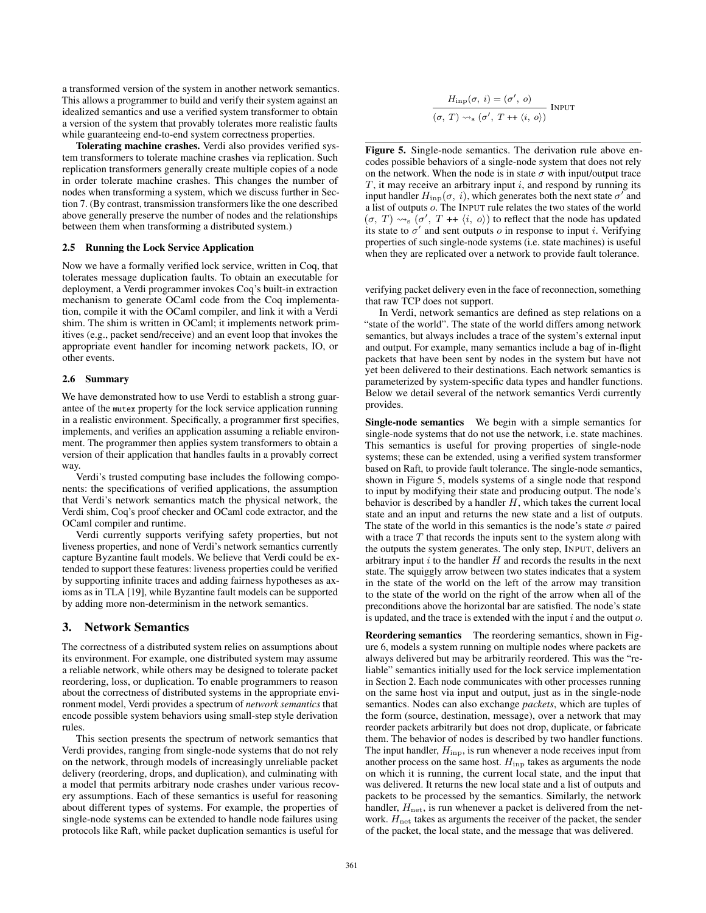a transformed version of the system in another network semantics. This allows a programmer to build and verify their system against an idealized semantics and use a verified system transformer to obtain a version of the system that provably tolerates more realistic faults while guaranteeing end-to-end system correctness properties.

**Tolerating machine crashes.** Verdi also provides verified system transformers to tolerate machine crashes via replication. Such replication transformers generally create multiple copies of a node in order tolerate machine crashes. This changes the number of nodes when transforming a system, which we discuss further in Section 7. (By contrast, transmission transformers like the one described above generally preserve the number of nodes and the relationships between them when transforming a distributed system.)

### 2.5 Running the Lock Service Application

Now we have a formally verified lock service, written in Coq, that tolerates message duplication faults. To obtain an executable for deployment, a Verdi programmer invokes Coq's built-in extraction mechanism to generate OCaml code from the Coq implementation, compile it with the OCaml compiler, and link it with a Verdi shim. The shim is written in OCaml; it implements network primitives (e.g., packet send/receive) and an event loop that invokes the appropriate event handler for incoming network packets, IO, or other events.

### 2.6 Summary

We have demonstrated how to use Verdi to establish a strong guarantee of the `mutex` property for the lock service application running in a realistic environment. Specifically, a programmer first specifies, implements, and verifies an application assuming a reliable environment. The programmer then applies system transformers to obtain a version of their application that handles faults in a provably correct way.

Verdi's trusted computing base includes the following components: the specifications of verified applications, the assumption that Verdi's network semantics match the physical network, the Verdi shim, Coq's proof checker and OCaml code extractor, and the OCaml compiler and runtime.

Verdi currently supports verifying safety properties, but not liveness properties, and none of Verdi's network semantics currently capture Byzantine fault models. We believe that Verdi could be extended to support these features: liveness properties could be verified by supporting infinite traces and adding fairness hypotheses as axioms as in TLA [19], while Byzantine fault models can be supported by adding more non-determinism in the network semantics.

## 3. Network Semantics

The correctness of a distributed system relies on assumptions about its environment. For example, one distributed system may assume a reliable network, while others may be designed to tolerate packet reordering, loss, or duplication. To enable programmers to reason about the correctness of distributed systems in the appropriate environment model, Verdi provides a spectrum of *network semantics* that encode possible system behaviors using small-step style derivation rules.

This section presents the spectrum of network semantics that Verdi provides, ranging from single-node systems that do not rely on the network, through models of increasingly unreliable packet delivery (reordering, drops, and duplication), and culminating with a model that permits arbitrary node crashes under various recovery assumptions. Each of these semantics is useful for reasoning about different types of systems. For example, the properties of single-node systems can be extended to handle node failures using protocols like Raft, while packet duplication semantics is useful for verifying packet delivery even in the face of reconnection, something that raw TCP does not support.

$$\frac{H_{\mathrm{inp}}(\sigma,\ i) = (\sigma',\ o)}{(\sigma,\ T) \rightsquigarrow_{\mathrm{s}} (\sigma',\ T \mathbin{+\!\!+} \langle i,\ o\rangle)}\ \textsc{Input}$$

**Figure 5.** Single-node semantics. The derivation rule above encodes possible behaviors of a single-node system that does not rely on the network. When the node is in state $\sigma$ with input/output trace $T$, it may receive an arbitrary input $i$, and respond by running its input handler $H_{\mathrm{inp}}(\sigma,\ i)$, which generates both the next state $\sigma'$ and a list of outputs $o$. The INPUT rule relates the two states of the world $(\sigma,\ T) \rightsquigarrow_{\mathrm{s}} (\sigma',\ T \mathbin{+\!\!+} \langle i,\ o\rangle)$ to reflect that the node has updated its state to $\sigma'$ and sent outputs $o$ in response to input $i$. Verifying properties of such single-node systems (i.e. state machines) is useful when they are replicated over a network to provide fault tolerance.

In Verdi, network semantics are defined as step relations on a "state of the world". The state of the world differs among network semantics, but always includes a trace of the system's external input and output. For example, many semantics include a bag of in-flight packets that have been sent by nodes in the system but have not yet been delivered to their destinations. Each network semantics is parameterized by system-specific data types and handler functions. Below we detail several of the network semantics Verdi currently provides.

**Single-node semantics** We begin with a simple semantics for single-node systems that do not use the network, i.e. state machines. This semantics is useful for proving properties of single-node systems; these can be extended, using a verified system transformer based on Raft, to provide fault tolerance. The single-node semantics, shown in Figure 5, models systems of a single node that respond to input by modifying their state and producing output. The node's behavior is described by a handler $H$, which takes the current local state and an input and returns the new state and a list of outputs. The state of the world in this semantics is the node's state $\sigma$ paired with a trace $T$ that records the inputs sent to the system along with the outputs the system generates. The only step, INPUT, delivers an arbitrary input $i$ to the handler $H$ and records the results in the next state. The squiggly arrow between two states indicates that a system in the state of the world on the left of the arrow may transition to the state of the world on the right of the arrow when all of the preconditions above the horizontal bar are satisfied. The node's state is updated, and the trace is extended with the input $i$ and the output $o$.

**Reordering semantics** The reordering semantics, shown in Figure 6, models a system running on multiple nodes where packets are always delivered but may be arbitrarily reordered. This was the "reliable" semantics initially used for the lock service implementation in Section 2. Each node communicates with other processes running on the same host via input and output, just as in the single-node semantics. Nodes can also exchange *packets*, which are tuples of the form (source, destination, message), over a network that may reorder packets arbitrarily but does not drop, duplicate, or fabricate them. The behavior of nodes is described by two handler functions. The input handler, $H_{\mathrm{inp}}$, is run whenever a node receives input from another process on the same host. $H_{\mathrm{inp}}$ takes as arguments the node on which it is running, the current local state, and the input that was delivered. It returns the new local state and a list of outputs and packets to be processed by the semantics. Similarly, the network handler, $H_{\mathrm{net}}$, is run whenever a packet is delivered from the network. $H_{\mathrm{net}}$ takes as arguments the receiver of the packet, the sender of the packet, the local state, and the message that was delivered.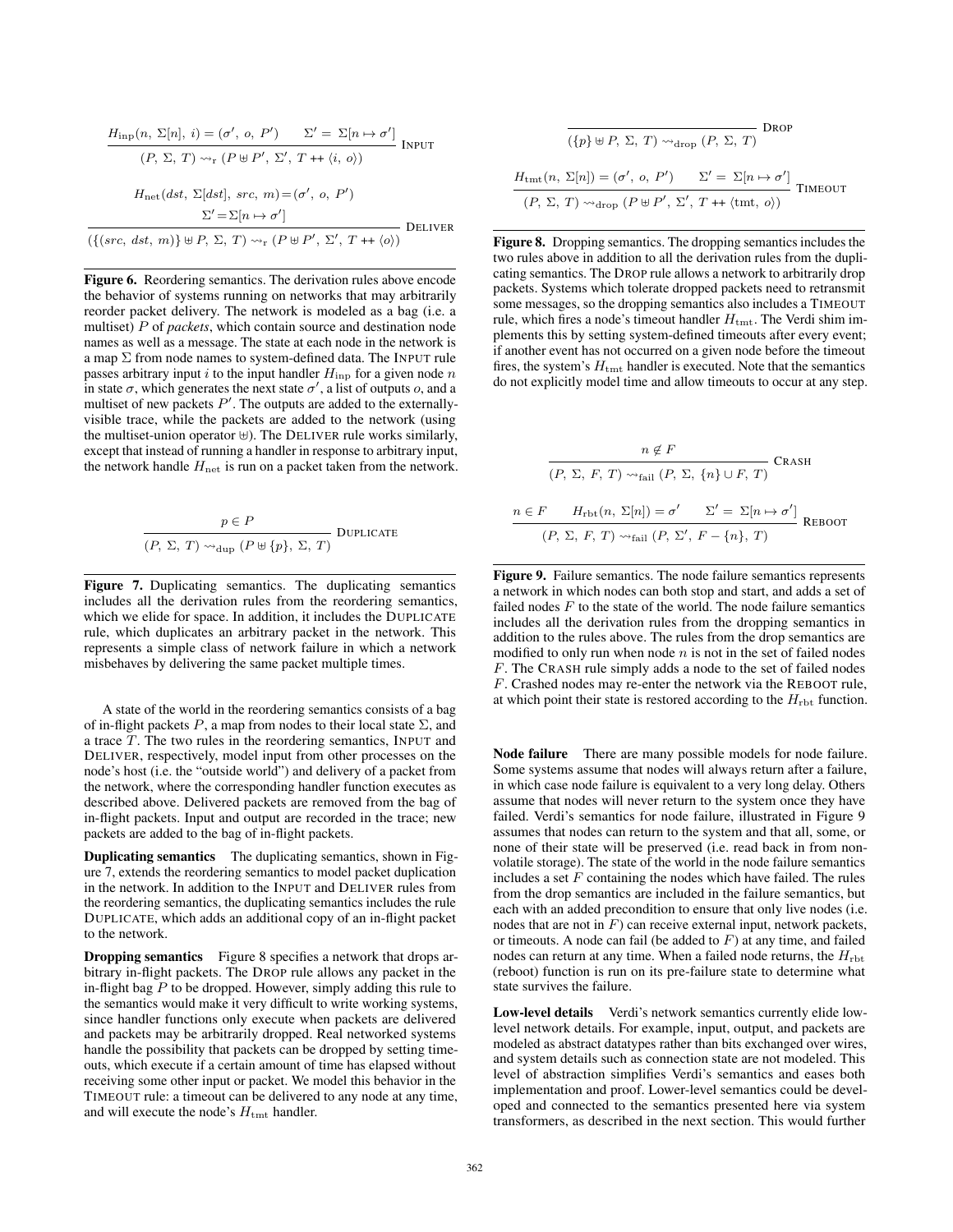$$\frac{H_{\text{inp}}(n,\ \Sigma[n],\ i) = (\sigma',\ o,\ P') \qquad \Sigma' =\ \Sigma[n \mapsto \sigma']}{(P,\ \Sigma,\ T) \rightsquigarrow_{\text{r}} (P \uplus P',\ \Sigma',\ T \mathbin{++} \langle i,\ o\rangle)}\ \text{INPUT}$$

$$\frac{H_{\text{net}}(dst,\ \Sigma[dst],\ src,\ m) = (\sigma',\ o,\ P') \qquad \Sigma' = \Sigma[n \mapsto \sigma']}{(\{(src,\ dst,\ m)\} \uplus P,\ \Sigma,\ T) \rightsquigarrow_{\text{r}} (P \uplus P',\ \Sigma',\ T \mathbin{++} \langle o\rangle)}\ \text{DELIVER}$$

**Figure 6.** Reordering semantics. The derivation rules above encode the behavior of systems running on networks that may arbitrarily reorder packet delivery. The network is modeled as a bag (i.e. a multiset) $P$ of *packets*, which contain source and destination node names as well as a message. The state at each node in the network is a map $\Sigma$ from node names to system-defined data. The INPUT rule passes arbitrary input $i$ to the input handler $H_{\text{inp}}$ for a given node $n$ in state $\sigma$, which generates the next state $\sigma'$, a list of outputs $o$, and a multiset of new packets $P'$. The outputs are added to the externally-visible trace, while the packets are added to the network (using the multiset-union operator $\uplus$). The DELIVER rule works similarly, except that instead of running a handler in response to arbitrary input, the network handle $H_{\text{net}}$ is run on a packet taken from the network.

$$\frac{p \in P}{(P,\ \Sigma,\ T) \rightsquigarrow_{\text{dup}} (P \uplus \{p\},\ \Sigma,\ T)}\ \text{DUPLICATE}$$

**Figure 7.** Duplicating semantics. The duplicating semantics includes all the derivation rules from the reordering semantics, which we elide for space. In addition, it includes the DUPLICATE rule, which duplicates an arbitrary packet in the network. This represents a simple class of network failure in which a network misbehaves by delivering the same packet multiple times.

A state of the world in the reordering semantics consists of a bag of in-flight packets $P$, a map from nodes to their local state $\Sigma$, and a trace $T$. The two rules in the reordering semantics, INPUT and DELIVER, respectively, model input from other processes on the node's host (i.e. the "outside world") and delivery of a packet from the network, where the corresponding handler function executes as described above. Delivered packets are removed from the bag of in-flight packets. Input and output are recorded in the trace; new packets are added to the bag of in-flight packets.

**Duplicating semantics** The duplicating semantics, shown in Figure 7, extends the reordering semantics to model packet duplication in the network. In addition to the INPUT and DELIVER rules from the reordering semantics, the duplicating semantics includes the rule DUPLICATE, which adds an additional copy of an in-flight packet to the network.

**Dropping semantics** Figure 8 specifies a network that drops arbitrary in-flight packets. The DROP rule allows any packet in the in-flight bag $P$ to be dropped. However, simply adding this rule to the semantics would make it very difficult to write working systems, since handler functions only execute when packets are delivered and packets may be arbitrarily dropped. Real networked systems handle the possibility that packets can be dropped by setting timeouts, which execute if a certain amount of time has elapsed without receiving some other input or packet. We model this behavior in the TIMEOUT rule: a timeout can be delivered to any node at any time, and will execute the node's $H_{\text{tmt}}$ handler.

$$\frac{}{(\{p\} \uplus P,\ \Sigma,\ T) \rightsquigarrow_{\text{drop}} (P,\ \Sigma,\ T)}\ \text{DROP}$$

$$\frac{H_{\text{tmt}}(n,\ \Sigma[n]) = (\sigma',\ o,\ P') \qquad \Sigma' =\ \Sigma[n \mapsto \sigma']}{(P,\ \Sigma,\ T) \rightsquigarrow_{\text{drop}} (P \uplus P',\ \Sigma',\ T \mathbin{++} \langle \text{tmt},\ o\rangle)}\ \text{TIMEOUT}$$

**Figure 8.** Dropping semantics. The dropping semantics includes the two rules above in addition to all the derivation rules from the duplicating semantics. The DROP rule allows a network to arbitrarily drop packets. Systems which tolerate dropped packets need to retransmit some messages, so the dropping semantics also includes a TIMEOUT rule, which fires a node's timeout handler $H_{\text{tmt}}$. The Verdi shim implements this by setting system-defined timeouts after every event; if another event has not occurred on a given node before the timeout fires, the system's $H_{\text{tmt}}$ handler is executed. Note that the semantics do not explicitly model time and allow timeouts to occur at any step.

$$\frac{n \notin F}{(P,\ \Sigma,\ F,\ T) \rightsquigarrow_{\text{fail}} (P,\ \Sigma,\ \{n\} \cup F,\ T)}\ \text{CRASH}$$

$$\frac{n \in F \qquad H_{\text{rbt}}(n,\ \Sigma[n]) = \sigma' \qquad \Sigma' =\ \Sigma[n \mapsto \sigma']}{(P,\ \Sigma,\ F,\ T) \rightsquigarrow_{\text{fail}} (P,\ \Sigma',\ F - \{n\},\ T)}\ \text{REBOOT}$$

**Figure 9.** Failure semantics. The node failure semantics represents a network in which nodes can both stop and start, and adds a set of failed nodes $F$ to the state of the world. The node failure semantics includes all the derivation rules from the dropping semantics in addition to the rules above. The rules from the drop semantics are modified to only run when node $n$ is not in the set of failed nodes $F$. The CRASH rule simply adds a node to the set of failed nodes $F$. Crashed nodes may re-enter the network via the REBOOT rule, at which point their state is restored according to the $H_{\text{rbt}}$ function.

**Node failure** There are many possible models for node failure. Some systems assume that nodes will always return after a failure, in which case node failure is equivalent to a very long delay. Others assume that nodes will never return to the system once they have failed. Verdi's semantics for node failure, illustrated in Figure 9 assumes that nodes can return to the system and that all, some, or none of their state will be preserved (i.e. read back in from non-volatile storage). The state of the world in the node failure semantics includes a set $F$ containing the nodes which have failed. The rules from the drop semantics are included in the failure semantics, but each with an added precondition to ensure that only live nodes (i.e. nodes that are not in $F$) can receive external input, network packets, or timeouts. A node can fail (be added to $F$) at any time, and failed nodes can return at any time. When a failed node returns, the $H_{\text{rbt}}$ (reboot) function is run on its pre-failure state to determine what state survives the failure.

**Low-level details** Verdi's network semantics currently elide low-level network details. For example, input, output, and packets are modeled as abstract datatypes rather than bits exchanged over wires, and system details such as connection state are not modeled. This level of abstraction simplifies Verdi's semantics and eases both implementation and proof. Lower-level semantics could be developed and connected to the semantics presented here via system transformers, as described in the next section. This would further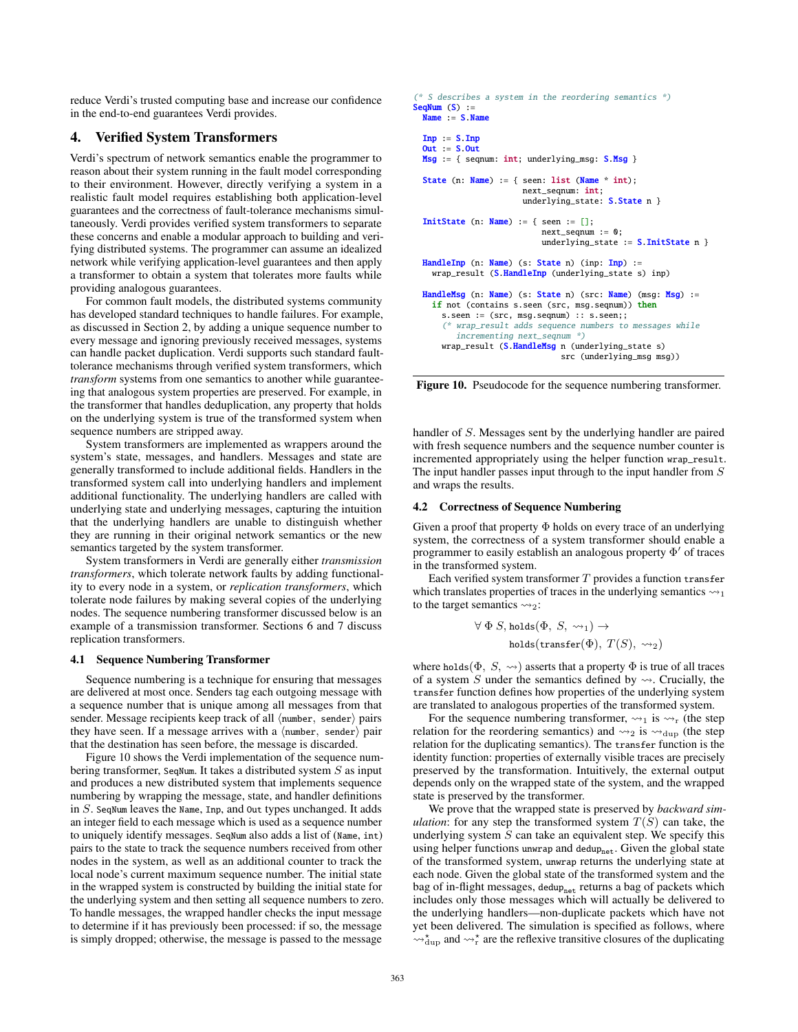reduce Verdi's trusted computing base and increase our confidence in the end-to-end guarantees Verdi provides.

## 4. Verified System Transformers

Verdi's spectrum of network semantics enable the programmer to reason about their system running in the fault model corresponding to their environment. However, directly verifying a system in a realistic fault model requires establishing both application-level guarantees and the correctness of fault-tolerance mechanisms simultaneously. Verdi provides verified system transformers to separate these concerns and enable a modular approach to building and verifying distributed systems. The programmer can assume an idealized network while verifying application-level guarantees and then apply a transformer to obtain a system that tolerates more faults while providing analogous guarantees.

For common fault models, the distributed systems community has developed standard techniques to handle failures. For example, as discussed in Section 2, by adding a unique sequence number to every message and ignoring previously received messages, systems can handle packet duplication. Verdi supports such standard fault-tolerance mechanisms through verified system transformers, which *transform* systems from one semantics to another while guaranteeing that analogous system properties are preserved. For example, in the transformer that handles deduplication, any property that holds on the underlying system is true of the transformed system when sequence numbers are stripped away.

System transformers are implemented as wrappers around the system's state, messages, and handlers. Messages and state are generally transformed to include additional fields. Handlers in the transformed system call into underlying handlers and implement additional functionality. The underlying handlers are called with underlying state and underlying messages, capturing the intuition that the underlying handlers are unable to distinguish whether they are running in their original network semantics or the new semantics targeted by the system transformer.

System transformers in Verdi are generally either *transmission transformers*, which tolerate network faults by adding functionality to every node in a system, or *replication transformers*, which tolerate node failures by making several copies of the underlying nodes. The sequence numbering transformer discussed below is an example of a transmission transformer. Sections 6 and 7 discuss replication transformers.

### 4.1 Sequence Numbering Transformer

Sequence numbering is a technique for ensuring that messages are delivered at most once. Senders tag each outgoing message with a sequence number that is unique among all messages from that sender. Message recipients keep track of all ⟨number, sender⟩ pairs they have seen. If a message arrives with a ⟨number, sender⟩ pair that the destination has seen before, the message is discarded.

Figure 10 shows the Verdi implementation of the sequence numbering transformer, SeqNum. It takes a distributed system $S$ as input and produces a new distributed system that implements sequence numbering by wrapping the message, state, and handler definitions in $S$. SeqNum leaves the Name, Inp, and Out types unchanged. It adds an integer field to each message which is used as a sequence number to uniquely identify messages. SeqNum also adds a list of (Name, int) pairs to the state to track the sequence numbers received from other nodes in the system, as well as an additional counter to track the local node's current maximum sequence number. The initial state in the wrapped system is constructed by building the initial state for the underlying system and then setting all sequence numbers to zero. To handle messages, the wrapped handler checks the input message to determine if it has previously been processed: if so, the message is simply dropped; otherwise, the message is passed to the message handler of $S$. Messages sent by the underlying handler are paired with fresh sequence numbers and the sequence number counter is incremented appropriately using the helper function wrap_result. The input handler passes input through to the input handler from $S$ and wraps the results.

```
(* S describes a system in the reordering semantics *)
SeqNum (S) :=
  Name := S.Name

  Inp := S.Inp
  Out := S.Out
  Msg := { seqnum: int; underlying_msg: S.Msg }

  State (n: Name) := { seen: list (Name * int);
                       next_seqnum: int;
                       underlying_state: S.State n }

  InitState (n: Name) := { seen := [];
                           next_seqnum := 0;
                           underlying_state := S.InitState n }

  HandleInp (n: Name) (s: State n) (inp: Inp) :=
    wrap_result (S.HandleInp (underlying_state s) inp)

  HandleMsg (n: Name) (s: State n) (src: Name) (msg: Msg) :=
    if not (contains s.seen (src, msg.seqnum)) then
      s.seen := (src, msg.seqnum) :: s.seen;;
      (* wrap_result adds sequence numbers to messages while
         incrementing next_seqnum *)
      wrap_result (S.HandleMsg n (underlying_state s)
                              src (underlying_msg msg))
```

**Figure 10.** Pseudocode for the sequence numbering transformer.

### 4.2 Correctness of Sequence Numbering

Given a proof that property $\Phi$ holds on every trace of an underlying system, the correctness of a system transformer should enable a programmer to easily establish an analogous property $\Phi'$ of traces in the transformed system.

Each verified system transformer $T$ provides a function transfer which translates properties of traces in the underlying semantics $\rightsquigarrow_1$ to the target semantics $\rightsquigarrow_2$:

$$\forall\ \Phi\ S,\ \texttt{holds}(\Phi,\ S,\ \rightsquigarrow_1) \rightarrow \\ \texttt{holds}(\texttt{transfer}(\Phi),\ T(S),\ \rightsquigarrow_2)$$

where $\texttt{holds}(\Phi,\ S,\ \rightsquigarrow)$ asserts that a property $\Phi$ is true of all traces of a system $S$ under the semantics defined by $\rightsquigarrow$. Crucially, the transfer function defines how properties of the underlying system are translated to analogous properties of the transformed system.

For the sequence numbering transformer, $\rightsquigarrow_1$ is $\rightsquigarrow_{\text{r}}$ (the step relation for the reordering semantics) and $\rightsquigarrow_2$ is $\rightsquigarrow_{\text{dup}}$ (the step relation for the duplicating semantics). The transfer function is the identity function: properties of externally visible traces are precisely preserved by the transformation. Intuitively, the external output depends only on the wrapped state of the system, and the wrapped state is preserved by the transformer.

We prove that the wrapped state is preserved by *backward simulation*: for any step the transformed system $T(S)$ can take, the underlying system $S$ can take an equivalent step. We specify this using helper functions unwrap and $\texttt{dedup}_{\texttt{net}}$. Given the global state of the transformed system, unwrap returns the underlying state at each node. Given the global state of the transformed system and the bag of in-flight messages, $\texttt{dedup}_{\texttt{net}}$ returns a bag of packets which includes only those messages which will actually be delivered to the underlying handlers—non-duplicate packets which have not yet been delivered. The simulation is specified as follows, where $\rightsquigarrow_{\text{dup}}^{\star}$ and $\rightsquigarrow_{\text{r}}^{\star}$ are the reflexive transitive closures of the duplicating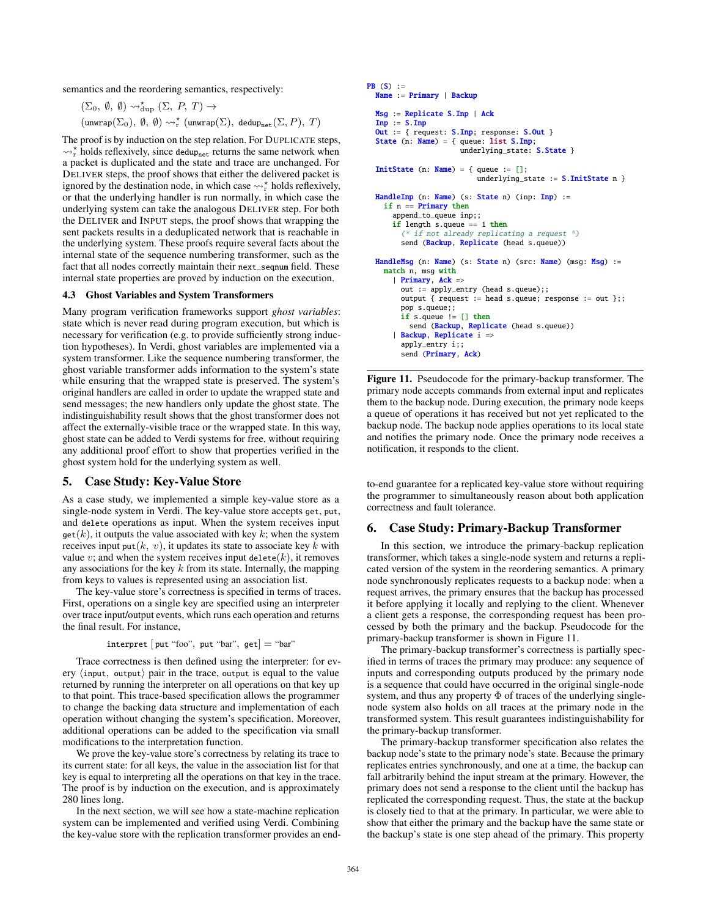semantics and the reordering semantics, respectively:

$$(\Sigma_0,\ \emptyset,\ \emptyset) \rightsquigarrow^{\star}_{\text{dup}} (\Sigma,\ P,\ T) \rightarrow$$
$$(\texttt{unwrap}(\Sigma_0),\ \emptyset,\ \emptyset) \rightsquigarrow^{\star}_{\text{r}} (\texttt{unwrap}(\Sigma),\ \texttt{dedup}_{\texttt{net}}(\Sigma, P),\ T)$$

The proof is by induction on the step relation. For DUPLICATE steps, $\rightsquigarrow^{\star}_{\text{r}}$ holds reflexively, since $\texttt{dedup}_{\texttt{net}}$ returns the same network when a packet is duplicated and the state and trace are unchanged. For DELIVER steps, the proof shows that either the delivered packet is ignored by the destination node, in which case $\rightsquigarrow^{\star}_{\text{r}}$ holds reflexively, or that the underlying handler is run normally, in which case the underlying system can take the analogous DELIVER step. For both the DELIVER and INPUT steps, the proof shows that wrapping the sent packets results in a deduplicated network that is reachable in the underlying system. These proofs require several facts about the internal state of the sequence numbering transformer, such as the fact that all nodes correctly maintain their `next_seqnum` field. These internal state properties are proved by induction on the execution.

### 4.3 Ghost Variables and System Transformers

Many program verification frameworks support *ghost variables*: state which is never read during program execution, but which is necessary for verification (e.g. to provide sufficiently strong induction hypotheses). In Verdi, ghost variables are implemented via a system transformer. Like the sequence numbering transformer, the ghost variable transformer adds information to the system's state while ensuring that the wrapped state is preserved. The system's original handlers are called in order to update the wrapped state and send messages; the new handlers only update the ghost state. The indistinguishability result shows that the ghost transformer does not affect the externally-visible trace or the wrapped state. In this way, ghost state can be added to Verdi systems for free, without requiring any additional proof effort to show that properties verified in the ghost system hold for the underlying system as well.

## 5. Case Study: Key-Value Store

As a case study, we implemented a simple key-value store as a single-node system in Verdi. The key-value store accepts `get`, `put`, and `delete` operations as input. When the system receives input `get`$(k)$, it outputs the value associated with key $k$; when the system receives input `put`$(k,\ v)$, it updates its state to associate key $k$ with value $v$; and when the system receives input `delete`$(k)$, it removes any associations for the key $k$ from its state. Internally, the mapping from keys to values is represented using an association list.

The key-value store's correctness is specified in terms of traces. First, operations on a single key are specified using an interpreter over trace input/output events, which runs each operation and returns the final result. For instance,

$$\texttt{interpret}\ [\texttt{put}\ \text{“foo”},\ \texttt{put}\ \text{“bar”},\ \texttt{get}] = \text{“bar”}$$

Trace correctness is then defined using the interpreter: for every $\langle \texttt{input},\ \texttt{output}\rangle$ pair in the trace, `output` is equal to the value returned by running the interpreter on all operations on that key up to that point. This trace-based specification allows the programmer to change the backing data structure and implementation of each operation without changing the system's specification. Moreover, additional operations can be added to the specification via small modifications to the interpretation function.

We prove the key-value store's correctness by relating its trace to its current state: for all keys, the value in the association list for that key is equal to interpreting all the operations on that key in the trace. The proof is by induction on the execution, and is approximately 280 lines long.

In the next section, we will see how a state-machine replication system can be implemented and verified using Verdi. Combining the key-value store with the replication transformer provides an end-to-end guarantee for a replicated key-value store without requiring the programmer to simultaneously reason about both application correctness and fault tolerance.

```
PB (S) :=
  Name := Primary | Backup

  Msg := Replicate S.Inp | Ack
  Inp := S.Inp
  Out := { request: S.Inp; response: S.Out }
  State (n: Name) = { queue: list S.Inp;
                      underlying_state: S.State }

  InitState (n: Name) = { queue := [];
                          underlying_state := S.InitState n }

  HandleInp (n: Name) (s: State n) (inp: Inp) :=
    if n == Primary then
      append_to_queue inp;;
      if length s.queue == 1 then
        (* if not already replicating a request *)
        send (Backup, Replicate (head s.queue))

  HandleMsg (n: Name) (s: State n) (src: Name) (msg: Msg) :=
    match n, msg with
     | Primary, Ack =>
       out := apply_entry (head s.queue);;
       output { request := head s.queue; response := out };;
       pop s.queue;;
       if s.queue != [] then
         send (Backup, Replicate (head s.queue))
     | Backup, Replicate i =>
       apply_entry i;;
       send (Primary, Ack)
```

**Figure 11.** Pseudocode for the primary-backup transformer. The primary node accepts commands from external input and replicates them to the backup node. During execution, the primary node keeps a queue of operations it has received but not yet replicated to the backup node. The backup node applies operations to its local state and notifies the primary node. Once the primary node receives a notification, it responds to the client.

## 6. Case Study: Primary-Backup Transformer

In this section, we introduce the primary-backup replication transformer, which takes a single-node system and returns a replicated version of the system in the reordering semantics. A primary node synchronously replicates requests to a backup node: when a request arrives, the primary ensures that the backup has processed it before applying it locally and replying to the client. Whenever a client gets a response, the corresponding request has been processed by both the primary and the backup. Pseudocode for the primary-backup transformer is shown in Figure 11.

The primary-backup transformer's correctness is partially specified in terms of traces the primary may produce: any sequence of inputs and corresponding outputs produced by the primary node is a sequence that could have occurred in the original single-node system, and thus any property $\Phi$ of traces of the underlying single-node system also holds on all traces at the primary node in the transformed system. This result guarantees indistinguishability for the primary-backup transformer.

The primary-backup transformer specification also relates the backup node's state to the primary node's state. Because the primary replicates entries synchronously, and one at a time, the backup can fall arbitrarily behind the input stream at the primary. However, the primary does not send a response to the client until the backup has replicated the corresponding request. Thus, the state at the backup is closely tied to that at the primary. In particular, we were able to show that either the primary and the backup have the same state or the backup's state is one step ahead of the primary. This property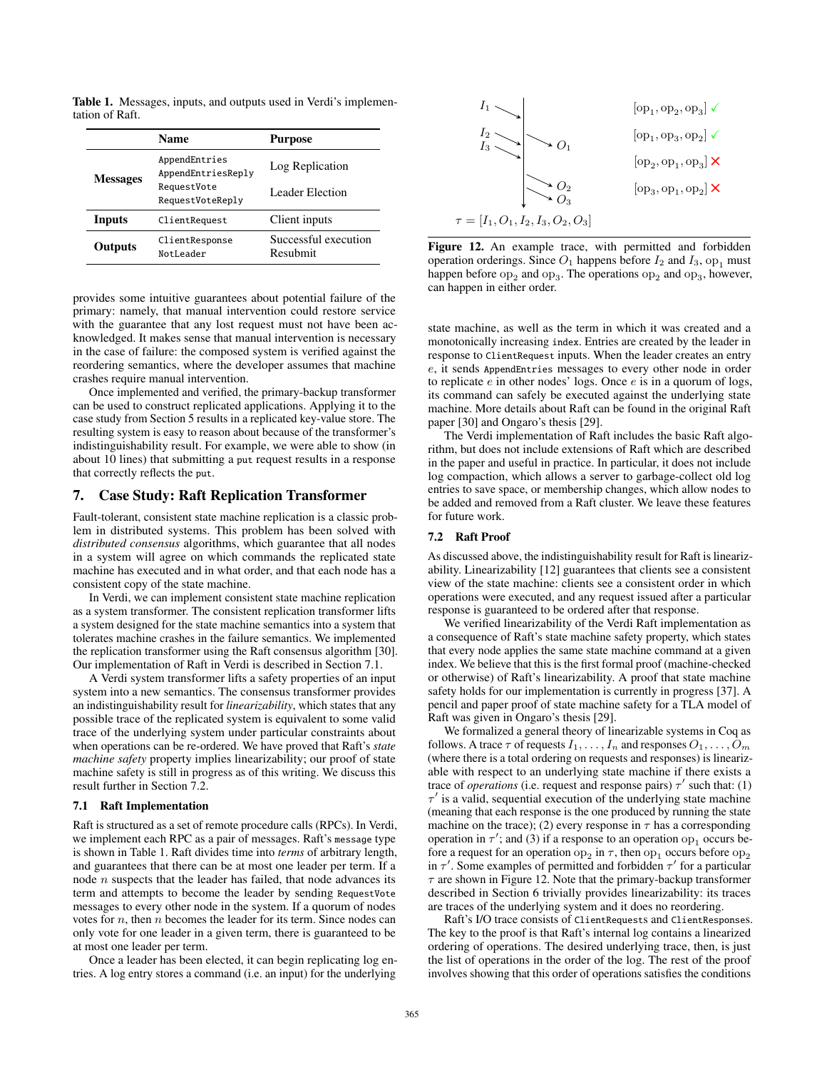**Table 1.** Messages, inputs, and outputs used in Verdi's implementation of Raft.

| | Name | Purpose |
|---|---|---|
| **Messages** | AppendEntries<br>AppendEntriesReply | Log Replication |
| | RequestVote<br>RequestVoteReply | Leader Election |
| **Inputs** | ClientRequest | Client inputs |
| **Outputs** | ClientResponse<br>NotLeader | Successful execution<br>Resubmit |

provides some intuitive guarantees about potential failure of the primary: namely, that manual intervention could restore service with the guarantee that any lost request must not have been acknowledged. It makes sense that manual intervention is necessary in the case of failure: the composed system is verified against the reordering semantics, where the developer assumes that machine crashes require manual intervention.

Once implemented and verified, the primary-backup transformer can be used to construct replicated applications. Applying it to the case study from Section 5 results in a replicated key-value store. The resulting system is easy to reason about because of the transformer's indistinguishability result. For example, we were able to show (in about 10 lines) that submitting a `put` request results in a response that correctly reflects the `put`.

## 7. Case Study: Raft Replication Transformer

Fault-tolerant, consistent state machine replication is a classic problem in distributed systems. This problem has been solved with *distributed consensus* algorithms, which guarantee that all nodes in a system will agree on which commands the replicated state machine has executed and in what order, and that each node has a consistent copy of the state machine.

In Verdi, we can implement consistent state machine replication as a system transformer. The consistent replication transformer lifts a system designed for the state machine semantics into a system that tolerates machine crashes in the failure semantics. We implemented the replication transformer using the Raft consensus algorithm [30]. Our implementation of Raft in Verdi is described in Section 7.1.

A Verdi system transformer lifts a safety properties of an input system into a new semantics. The consensus transformer provides an indistinguishability result for *linearizability*, which states that any possible trace of the replicated system is equivalent to some valid trace of the underlying system under particular constraints about when operations can be re-ordered. We have proved that Raft's *state machine safety* property implies linearizability; our proof of state machine safety is still in progress as of this writing. We discuss this result further in Section 7.2.

### 7.1 Raft Implementation

Raft is structured as a set of remote procedure calls (RPCs). In Verdi, we implement each RPC as a pair of messages. Raft's `message` type is shown in Table 1. Raft divides time into *terms* of arbitrary length, and guarantees that there can be at most one leader per term. If a node $n$ suspects that the leader has failed, that node advances its term and attempts to become the leader by sending `RequestVote` messages to every other node in the system. If a quorum of nodes votes for $n$, then $n$ becomes the leader for its term. Since nodes can only vote for one leader in a given term, there is guaranteed to be at most one leader per term.

Once a leader has been elected, it can begin replicating log entries. A log entry stores a command (i.e. an input) for the underlying state machine, as well as the term in which it was created and a monotonically increasing `index`. Entries are created by the leader in response to `ClientRequest` inputs. When the leader creates an entry $e$, it sends `AppendEntries` messages to every other node in order to replicate $e$ in other nodes' logs. Once $e$ is in a quorum of logs, its command can safely be executed against the underlying state machine. More details about Raft can be found in the original Raft paper [30] and Ongaro's thesis [29].

The Verdi implementation of Raft includes the basic Raft algorithm, but does not include extensions of Raft which are described in the paper and useful in practice. In particular, it does not include log compaction, which allows a server to garbage-collect old log entries to save space, or membership changes, which allow nodes to be added and removed from a Raft cluster. We leave these features for future work.

$I_1$ $I_2$ $I_3$ $O_1$ $O_2$ $O_3$

$\tau = [I_1, O_1, I_2, I_3, O_2, O_3]$

$[\text{op}_1, \text{op}_2, \text{op}_3]$ ✓

$[\text{op}_1, \text{op}_3, \text{op}_2]$ ✓

$[\text{op}_2, \text{op}_1, \text{op}_3]$ ✗

$[\text{op}_3, \text{op}_1, \text{op}_2]$ ✗

**Figure 12.** An example trace, with permitted and forbidden operation orderings. Since $O_1$ happens before $I_2$ and $I_3$, $\text{op}_1$ must happen before $\text{op}_2$ and $\text{op}_3$. The operations $\text{op}_2$ and $\text{op}_3$, however, can happen in either order.

### 7.2 Raft Proof

As discussed above, the indistinguishability result for Raft is linearizability. Linearizability [12] guarantees that clients see a consistent view of the state machine: clients see a consistent order in which operations were executed, and any request issued after a particular response is guaranteed to be ordered after that response.

We verified linearizability of the Verdi Raft implementation as a consequence of Raft's state machine safety property, which states that every node applies the same state machine command at a given index. We believe that this is the first formal proof (machine-checked or otherwise) of Raft's linearizability. A proof that state machine safety holds for our implementation is currently in progress [37]. A pencil and paper proof of state machine safety for a TLA model of Raft was given in Ongaro's thesis [29].

We formalized a general theory of linearizable systems in Coq as follows. A trace $\tau$ of requests $I_1, \ldots, I_n$ and responses $O_1, \ldots, O_m$ (where there is a total ordering on requests and responses) is linearizable with respect to an underlying state machine if there exists a trace of *operations* (i.e. request and response pairs) $\tau'$ such that: (1) $\tau'$ is a valid, sequential execution of the underlying state machine (meaning that each response is the one produced by running the state machine on the trace); (2) every response in $\tau$ has a corresponding operation in $\tau'$; and (3) if a response to an operation $\text{op}_1$ occurs before a request for an operation $\text{op}_2$ in $\tau$, then $\text{op}_1$ occurs before $\text{op}_2$ in $\tau'$. Some examples of permitted and forbidden $\tau'$ for a particular $\tau$ are shown in Figure 12. Note that the primary-backup transformer described in Section 6 trivially provides linearizability: its traces are traces of the underlying system and it does no reordering.

Raft's I/O trace consists of `ClientRequest`s and `ClientResponse`s. The key to the proof is that Raft's internal log contains a linearized ordering of operations. The desired underlying trace, then, is just the list of operations in the order of the log. The rest of the proof involves showing that this order of operations satisfies the conditions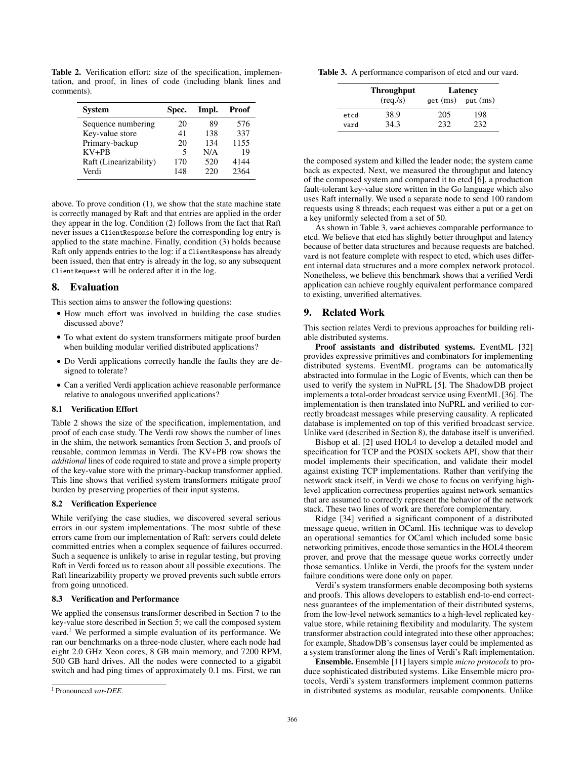**Table 2.** Verification effort: size of the specification, implementation, and proof, in lines of code (including blank lines and comments).

| System | Spec. | Impl. | Proof |
|---|---|---|---|
| Sequence numbering | 20 | 89 | 576 |
| Key-value store | 41 | 138 | 337 |
| Primary-backup | 20 | 134 | 1155 |
| KV+PB | 5 | N/A | 19 |
| Raft (Linearizability) | 170 | 520 | 4144 |
| Verdi | 148 | 220 | 2364 |

above. To prove condition (1), we show that the state machine state is correctly managed by Raft and that entries are applied in the order they appear in the log. Condition (2) follows from the fact that Raft never issues a `ClientResponse` before the corresponding log entry is applied to the state machine. Finally, condition (3) holds because Raft only appends entries to the log: if a `ClientResponse` has already been issued, then that entry is already in the log, so any subsequent `ClientRequest` will be ordered after it in the log.

## 8. Evaluation

This section aims to answer the following questions:

- How much effort was involved in building the case studies discussed above?
- To what extent do system transformers mitigate proof burden when building modular verified distributed applications?
- Do Verdi applications correctly handle the faults they are designed to tolerate?
- Can a verified Verdi application achieve reasonable performance relative to analogous unverified applications?

### 8.1 Verification Effort

Table 2 shows the size of the specification, implementation, and proof of each case study. The Verdi row shows the number of lines in the shim, the network semantics from Section 3, and proofs of reusable, common lemmas in Verdi. The KV+PB row shows the *additional* lines of code required to state and prove a simple property of the key-value store with the primary-backup transformer applied. This line shows that verified system transformers mitigate proof burden by preserving properties of their input systems.

### 8.2 Verification Experience

While verifying the case studies, we discovered several serious errors in our system implementations. The most subtle of these errors came from our implementation of Raft: servers could delete committed entries when a complex sequence of failures occurred. Such a sequence is unlikely to arise in regular testing, but proving Raft in Verdi forced us to reason about all possible executions. The Raft linearizability property we proved prevents such subtle errors from going unnoticed.

### 8.3 Verification and Performance

We applied the consensus transformer described in Section 7 to the key-value store described in Section 5; we call the composed system `vard`.[1] We performed a simple evaluation of its performance. We ran our benchmarks on a three-node cluster, where each node had eight 2.0 GHz Xeon cores, 8 GB main memory, and 7200 RPM, 500 GB hard drives. All the nodes were connected to a gigabit switch and had ping times of approximately 0.1 ms. First, we ran the composed system and killed the leader node; the system came back as expected. Next, we measured the throughput and latency of the composed system and compared it to etcd [6], a production fault-tolerant key-value store written in the Go language which also uses Raft internally. We used a separate node to send 100 random requests using 8 threads; each request was either a put or a get on a key uniformly selected from a set of 50.

**Table 3.** A performance comparison of etcd and our `vard`.

| | Throughput (req./s) | Latency get (ms) | Latency put (ms) |
|---|---|---|---|
| etcd | 38.9 | 205 | 198 |
| vard | 34.3 | 232 | 232 |

As shown in Table 3, `vard` achieves comparable performance to etcd. We believe that etcd has slightly better throughput and latency because of better data structures and because requests are batched. `vard` is not feature complete with respect to etcd, which uses different internal data structures and a more complex network protocol. Nonetheless, we believe this benchmark shows that a verified Verdi application can achieve roughly equivalent performance compared to existing, unverified alternatives.

## 9. Related Work

This section relates Verdi to previous approaches for building reliable distributed systems.

**Proof assistants and distributed systems.** EventML [32] provides expressive primitives and combinators for implementing distributed systems. EventML programs can be automatically abstracted into formulae in the Logic of Events, which can then be used to verify the system in NuPRL [5]. The ShadowDB project implements a total-order broadcast service using EventML [36]. The implementation is then translated into NuPRL and verified to correctly broadcast messages while preserving causality. A replicated database is implemented on top of this verified broadcast service. Unlike `vard` (described in Section 8), the database itself is unverified.

Bishop et al. [2] used HOL4 to develop a detailed model and specification for TCP and the POSIX sockets API, show that their model implements their specification, and validate their model against existing TCP implementations. Rather than verifying the network stack itself, in Verdi we chose to focus on verifying high-level application correctness properties against network semantics that are assumed to correctly represent the behavior of the network stack. These two lines of work are therefore complementary.

Ridge [34] verified a significant component of a distributed message queue, written in OCaml. His technique was to develop an operational semantics for OCaml which included some basic networking primitives, encode those semantics in the HOL4 theorem prover, and prove that the message queue works correctly under those semantics. Unlike in Verdi, the proofs for the system under failure conditions were done only on paper.

Verdi's system transformers enable decomposing both systems and proofs. This allows developers to establish end-to-end correctness guarantees of the implementation of their distributed systems, from the low-level network semantics to a high-level replicated key-value store, while retaining flexibility and modularity. The system transformer abstraction could integrated into these other approaches; for example, ShadowDB's consensus layer could be implemented as a system transformer along the lines of Verdi's Raft implementation.

**Ensemble.** Ensemble [11] layers simple *micro protocols* to produce sophisticated distributed systems. Like Ensemble micro protocols, Verdi's system transformers implement common patterns in distributed systems as modular, reusable components. Unlike

[1] Pronounced *var-DEE*.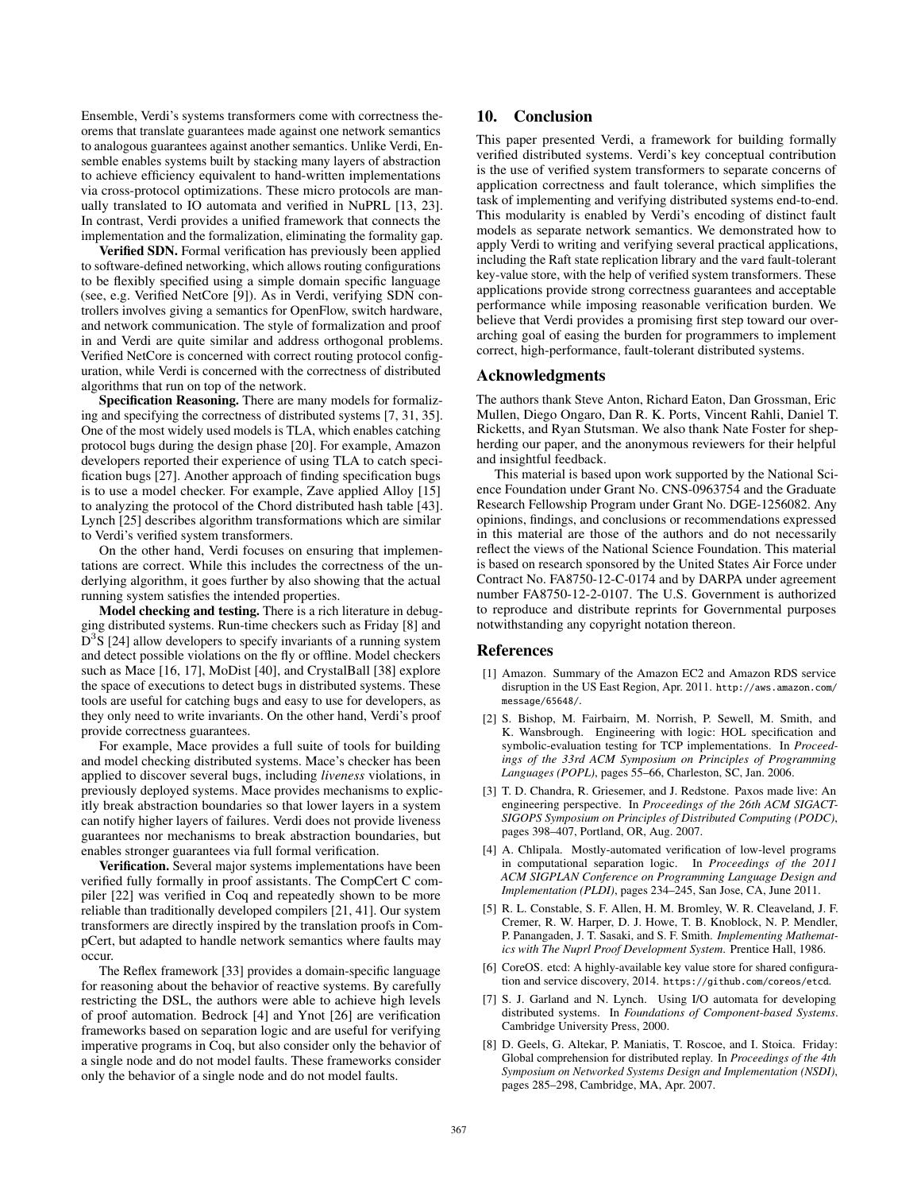Ensemble, Verdi's systems transformers come with correctness theorems that translate guarantees made against one network semantics to analogous guarantees against another semantics. Unlike Verdi, Ensemble enables systems built by stacking many layers of abstraction to achieve efficiency equivalent to hand-written implementations via cross-protocol optimizations. These micro protocols are manually translated to IO automata and verified in NuPRL [13, 23]. In contrast, Verdi provides a unified framework that connects the implementation and the formalization, eliminating the formality gap.

**Verified SDN.** Formal verification has previously been applied to software-defined networking, which allows routing configurations to be flexibly specified using a simple domain specific language (see, e.g. Verified NetCore [9]). As in Verdi, verifying SDN controllers involves giving a semantics for OpenFlow, switch hardware, and network communication. The style of formalization and proof in and Verdi are quite similar and address orthogonal problems. Verified NetCore is concerned with correct routing protocol configuration, while Verdi is concerned with the correctness of distributed algorithms that run on top of the network.

**Specification Reasoning.** There are many models for formalizing and specifying the correctness of distributed systems [7, 31, 35]. One of the most widely used models is TLA, which enables catching protocol bugs during the design phase [20]. For example, Amazon developers reported their experience of using TLA to catch specification bugs [27]. Another approach of finding specification bugs is to use a model checker. For example, Zave applied Alloy [15] to analyzing the protocol of the Chord distributed hash table [43]. Lynch [25] describes algorithm transformations which are similar to Verdi's verified system transformers.

On the other hand, Verdi focuses on ensuring that implementations are correct. While this includes the correctness of the underlying algorithm, it goes further by also showing that the actual running system satisfies the intended properties.

**Model checking and testing.** There is a rich literature in debugging distributed systems. Run-time checkers such as Friday [8] and $D^3S$ [24] allow developers to specify invariants of a running system and detect possible violations on the fly or offline. Model checkers such as Mace [16, 17], MoDist [40], and CrystalBall [38] explore the space of executions to detect bugs in distributed systems. These tools are useful for catching bugs and easy to use for developers, as they only need to write invariants. On the other hand, Verdi's proof provide correctness guarantees.

For example, Mace provides a full suite of tools for building and model checking distributed systems. Mace's checker has been applied to discover several bugs, including *liveness* violations, in previously deployed systems. Mace provides mechanisms to explicitly break abstraction boundaries so that lower layers in a system can notify higher layers of failures. Verdi does not provide liveness guarantees nor mechanisms to break abstraction boundaries, but enables stronger guarantees via full formal verification.

**Verification.** Several major systems implementations have been verified fully formally in proof assistants. The CompCert C compiler [22] was verified in Coq and repeatedly shown to be more reliable than traditionally developed compilers [21, 41]. Our system transformers are directly inspired by the translation proofs in CompCert, but adapted to handle network semantics where faults may occur.

The Reflex framework [33] provides a domain-specific language for reasoning about the behavior of reactive systems. By carefully restricting the DSL, the authors were able to achieve high levels of proof automation. Bedrock [4] and Ynot [26] are verification frameworks based on separation logic and are useful for verifying imperative programs in Coq, but also consider only the behavior of a single node and do not model faults. These frameworks consider only the behavior of a single node and do not model faults.

## 10. Conclusion

This paper presented Verdi, a framework for building formally verified distributed systems. Verdi's key conceptual contribution is the use of verified system transformers to separate concerns of application correctness and fault tolerance, which simplifies the task of implementing and verifying distributed systems end-to-end. This modularity is enabled by Verdi's encoding of distinct fault models as separate network semantics. We demonstrated how to apply Verdi to writing and verifying several practical applications, including the Raft state replication library and the vard fault-tolerant key-value store, with the help of verified system transformers. These applications provide strong correctness guarantees and acceptable performance while imposing reasonable verification burden. We believe that Verdi provides a promising first step toward our overarching goal of easing the burden for programmers to implement correct, high-performance, fault-tolerant distributed systems.

## Acknowledgments

The authors thank Steve Anton, Richard Eaton, Dan Grossman, Eric Mullen, Diego Ongaro, Dan R. K. Ports, Vincent Rahli, Daniel T. Ricketts, and Ryan Stutsman. We also thank Nate Foster for shepherding our paper, and the anonymous reviewers for their helpful and insightful feedback.

This material is based upon work supported by the National Science Foundation under Grant No. CNS-0963754 and the Graduate Research Fellowship Program under Grant No. DGE-1256082. Any opinions, findings, and conclusions or recommendations expressed in this material are those of the authors and do not necessarily reflect the views of the National Science Foundation. This material is based on research sponsored by the United States Air Force under Contract No. FA8750-12-C-0174 and by DARPA under agreement number FA8750-12-2-0107. The U.S. Government is authorized to reproduce and distribute reprints for Governmental purposes notwithstanding any copyright notation thereon.

## References

[1] Amazon. Summary of the Amazon EC2 and Amazon RDS service disruption in the US East Region, Apr. 2011. http://aws.amazon.com/message/65648/.

[2] S. Bishop, M. Fairbairn, M. Norrish, P. Sewell, M. Smith, and K. Wansbrough. Engineering with logic: HOL specification and symbolic-evaluation testing for TCP implementations. In *Proceedings of the 33rd ACM Symposium on Principles of Programming Languages (POPL)*, pages 55–66, Charleston, SC, Jan. 2006.

[3] T. D. Chandra, R. Griesemer, and J. Redstone. Paxos made live: An engineering perspective. In *Proceedings of the 26th ACM SIGACT-SIGOPS Symposium on Principles of Distributed Computing (PODC)*, pages 398–407, Portland, OR, Aug. 2007.

[4] A. Chlipala. Mostly-automated verification of low-level programs in computational separation logic. In *Proceedings of the 2011 ACM SIGPLAN Conference on Programming Language Design and Implementation (PLDI)*, pages 234–245, San Jose, CA, June 2011.

[5] R. L. Constable, S. F. Allen, H. M. Bromley, W. R. Cleaveland, J. F. Cremer, R. W. Harper, D. J. Howe, T. B. Knoblock, N. P. Mendler, P. Panangaden, J. T. Sasaki, and S. F. Smith. *Implementing Mathematics with The Nuprl Proof Development System.* Prentice Hall, 1986.

[6] CoreOS. etcd: A highly-available key value store for shared configuration and service discovery, 2014. https://github.com/coreos/etcd.

[7] S. J. Garland and N. Lynch. Using I/O automata for developing distributed systems. In *Foundations of Component-based Systems*. Cambridge University Press, 2000.

[8] D. Geels, G. Altekar, P. Maniatis, T. Roscoe, and I. Stoica. Friday: Global comprehension for distributed replay. In *Proceedings of the 4th Symposium on Networked Systems Design and Implementation (NSDI)*, pages 285–298, Cambridge, MA, Apr. 2007.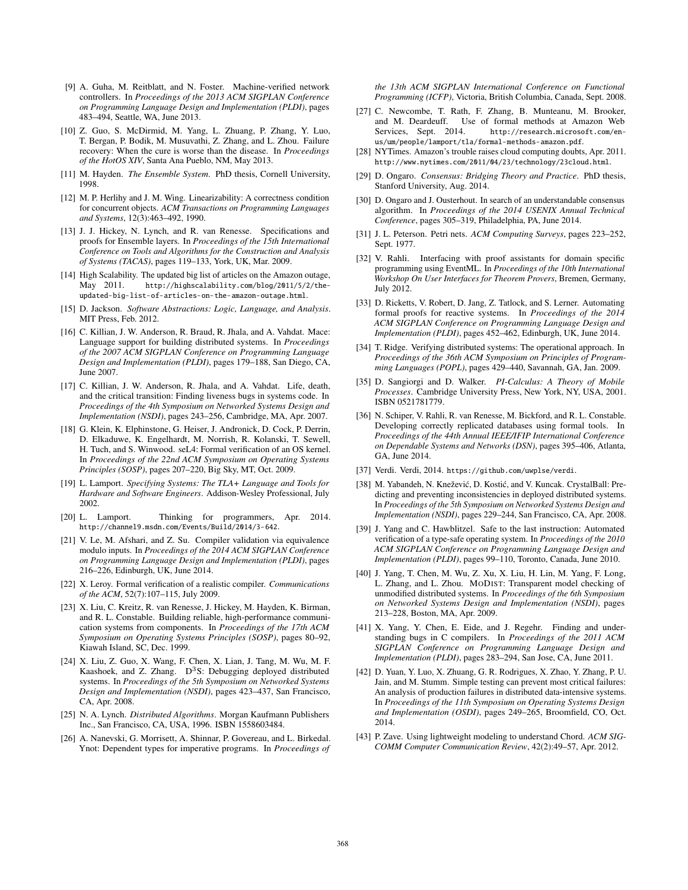[9] A. Guha, M. Reitblatt, and N. Foster. Machine-verified network controllers. In *Proceedings of the 2013 ACM SIGPLAN Conference on Programming Language Design and Implementation (PLDI)*, pages 483–494, Seattle, WA, June 2013.

[10] Z. Guo, S. McDirmid, M. Yang, L. Zhuang, P. Zhang, Y. Luo, T. Bergan, P. Bodik, M. Musuvathi, Z. Zhang, and L. Zhou. Failure recovery: When the cure is worse than the disease. In *Proceedings of the HotOS XIV*, Santa Ana Pueblo, NM, May 2013.

[11] M. Hayden. *The Ensemble System*. PhD thesis, Cornell University, 1998.

[12] M. P. Herlihy and J. M. Wing. Linearizability: A correctness condition for concurrent objects. *ACM Transactions on Programming Languages and Systems*, 12(3):463–492, 1990.

[13] J. J. Hickey, N. Lynch, and R. van Renesse. Specifications and proofs for Ensemble layers. In *Proceedings of the 15th International Conference on Tools and Algorithms for the Construction and Analysis of Systems (TACAS)*, pages 119–133, York, UK, Mar. 2009.

[14] High Scalability. The updated big list of articles on the Amazon outage, May 2011. `http://highscalability.com/blog/2011/5/2/the-updated-big-list-of-articles-on-the-amazon-outage.html`.

[15] D. Jackson. *Software Abstractions: Logic, Language, and Analysis*. MIT Press, Feb. 2012.

[16] C. Killian, J. W. Anderson, R. Braud, R. Jhala, and A. Vahdat. Mace: Language support for building distributed systems. In *Proceedings of the 2007 ACM SIGPLAN Conference on Programming Language Design and Implementation (PLDI)*, pages 179–188, San Diego, CA, June 2007.

[17] C. Killian, J. W. Anderson, R. Jhala, and A. Vahdat. Life, death, and the critical transition: Finding liveness bugs in systems code. In *Proceedings of the 4th Symposium on Networked Systems Design and Implementation (NSDI)*, pages 243–256, Cambridge, MA, Apr. 2007.

[18] G. Klein, K. Elphinstone, G. Heiser, J. Andronick, D. Cock, P. Derrin, D. Elkaduwe, K. Engelhardt, M. Norrish, R. Kolanski, T. Sewell, H. Tuch, and S. Winwood. seL4: Formal verification of an OS kernel. In *Proceedings of the 22nd ACM Symposium on Operating Systems Principles (SOSP)*, pages 207–220, Big Sky, MT, Oct. 2009.

[19] L. Lamport. *Specifying Systems: The TLA+ Language and Tools for Hardware and Software Engineers*. Addison-Wesley Professional, July 2002.

[20] L. Lamport. Thinking for programmers, Apr. 2014. `http://channel9.msdn.com/Events/Build/2014/3-642`.

[21] V. Le, M. Afshari, and Z. Su. Compiler validation via equivalence modulo inputs. In *Proceedings of the 2014 ACM SIGPLAN Conference on Programming Language Design and Implementation (PLDI)*, pages 216–226, Edinburgh, UK, June 2014.

[22] X. Leroy. Formal verification of a realistic compiler. *Communications of the ACM*, 52(7):107–115, July 2009.

[23] X. Liu, C. Kreitz, R. van Renesse, J. Hickey, M. Hayden, K. Birman, and R. L. Constable. Building reliable, high-performance communication systems from components. In *Proceedings of the 17th ACM Symposium on Operating Systems Principles (SOSP)*, pages 80–92, Kiawah Island, SC, Dec. 1999.

[24] X. Liu, Z. Guo, X. Wang, F. Chen, X. Lian, J. Tang, M. Wu, M. F. Kaashoek, and Z. Zhang. $D^3S$: Debugging deployed distributed systems. In *Proceedings of the 5th Symposium on Networked Systems Design and Implementation (NSDI)*, pages 423–437, San Francisco, CA, Apr. 2008.

[25] N. A. Lynch. *Distributed Algorithms*. Morgan Kaufmann Publishers Inc., San Francisco, CA, USA, 1996. ISBN 1558603484.

[26] A. Nanevski, G. Morrisett, A. Shinnar, P. Govereau, and L. Birkedal. Ynot: Dependent types for imperative programs. In *Proceedings of the 13th ACM SIGPLAN International Conference on Functional Programming (ICFP)*, Victoria, British Columbia, Canada, Sept. 2008.

[27] C. Newcombe, T. Rath, F. Zhang, B. Munteanu, M. Brooker, and M. Deardeuff. Use of formal methods at Amazon Web Services, Sept. 2014. `http://research.microsoft.com/en-us/um/people/lamport/tla/formal-methods-amazon.pdf`.

[28] NYTimes. Amazon's trouble raises cloud computing doubts, Apr. 2011. `http://www.nytimes.com/2011/04/23/technology/23cloud.html`.

[29] D. Ongaro. *Consensus: Bridging Theory and Practice*. PhD thesis, Stanford University, Aug. 2014.

[30] D. Ongaro and J. Ousterhout. In search of an understandable consensus algorithm. In *Proceedings of the 2014 USENIX Annual Technical Conference*, pages 305–319, Philadelphia, PA, June 2014.

[31] J. L. Peterson. Petri nets. *ACM Computing Surveys*, pages 223–252, Sept. 1977.

[32] V. Rahli. Interfacing with proof assistants for domain specific programming using EventML. In *Proceedings of the 10th International Workshop On User Interfaces for Theorem Provers*, Bremen, Germany, July 2012.

[33] D. Ricketts, V. Robert, D. Jang, Z. Tatlock, and S. Lerner. Automating formal proofs for reactive systems. In *Proceedings of the 2014 ACM SIGPLAN Conference on Programming Language Design and Implementation (PLDI)*, pages 452–462, Edinburgh, UK, June 2014.

[34] T. Ridge. Verifying distributed systems: The operational approach. In *Proceedings of the 36th ACM Symposium on Principles of Programming Languages (POPL)*, pages 429–440, Savannah, GA, Jan. 2009.

[35] D. Sangiorgi and D. Walker. *PI-Calculus: A Theory of Mobile Processes*. Cambridge University Press, New York, NY, USA, 2001. ISBN 0521781779.

[36] N. Schiper, V. Rahli, R. van Renesse, M. Bickford, and R. L. Constable. Developing correctly replicated databases using formal tools. In *Proceedings of the 44th Annual IEEE/IFIP International Conference on Dependable Systems and Networks (DSN)*, pages 395–406, Atlanta, GA, June 2014.

[37] Verdi. Verdi, 2014. `https://github.com/uwplse/verdi`.

[38] M. Yabandeh, N. Knežević, D. Kostić, and V. Kuncak. CrystalBall: Predicting and preventing inconsistencies in deployed distributed systems. In *Proceedings of the 5th Symposium on Networked Systems Design and Implementation (NSDI)*, pages 229–244, San Francisco, CA, Apr. 2008.

[39] J. Yang and C. Hawblitzel. Safe to the last instruction: Automated verification of a type-safe operating system. In *Proceedings of the 2010 ACM SIGPLAN Conference on Programming Language Design and Implementation (PLDI)*, pages 99–110, Toronto, Canada, June 2010.

[40] J. Yang, T. Chen, M. Wu, Z. Xu, X. Liu, H. Lin, M. Yang, F. Long, L. Zhang, and L. Zhou. MODIST: Transparent model checking of unmodified distributed systems. In *Proceedings of the 6th Symposium on Networked Systems Design and Implementation (NSDI)*, pages 213–228, Boston, MA, Apr. 2009.

[41] X. Yang, Y. Chen, E. Eide, and J. Regehr. Finding and understanding bugs in C compilers. In *Proceedings of the 2011 ACM SIGPLAN Conference on Programming Language Design and Implementation (PLDI)*, pages 283–294, San Jose, CA, June 2011.

[42] D. Yuan, Y. Luo, X. Zhuang, G. R. Rodrigues, X. Zhao, Y. Zhang, P. U. Jain, and M. Stumm. Simple testing can prevent most critical failures: An analysis of production failures in distributed data-intensive systems. In *Proceedings of the 11th Symposium on Operating Systems Design and Implementation (OSDI)*, pages 249–265, Broomfield, CO, Oct. 2014.

[43] P. Zave. Using lightweight modeling to understand Chord. *ACM SIGCOMM Computer Communication Review*, 42(2):49–57, Apr. 2012.